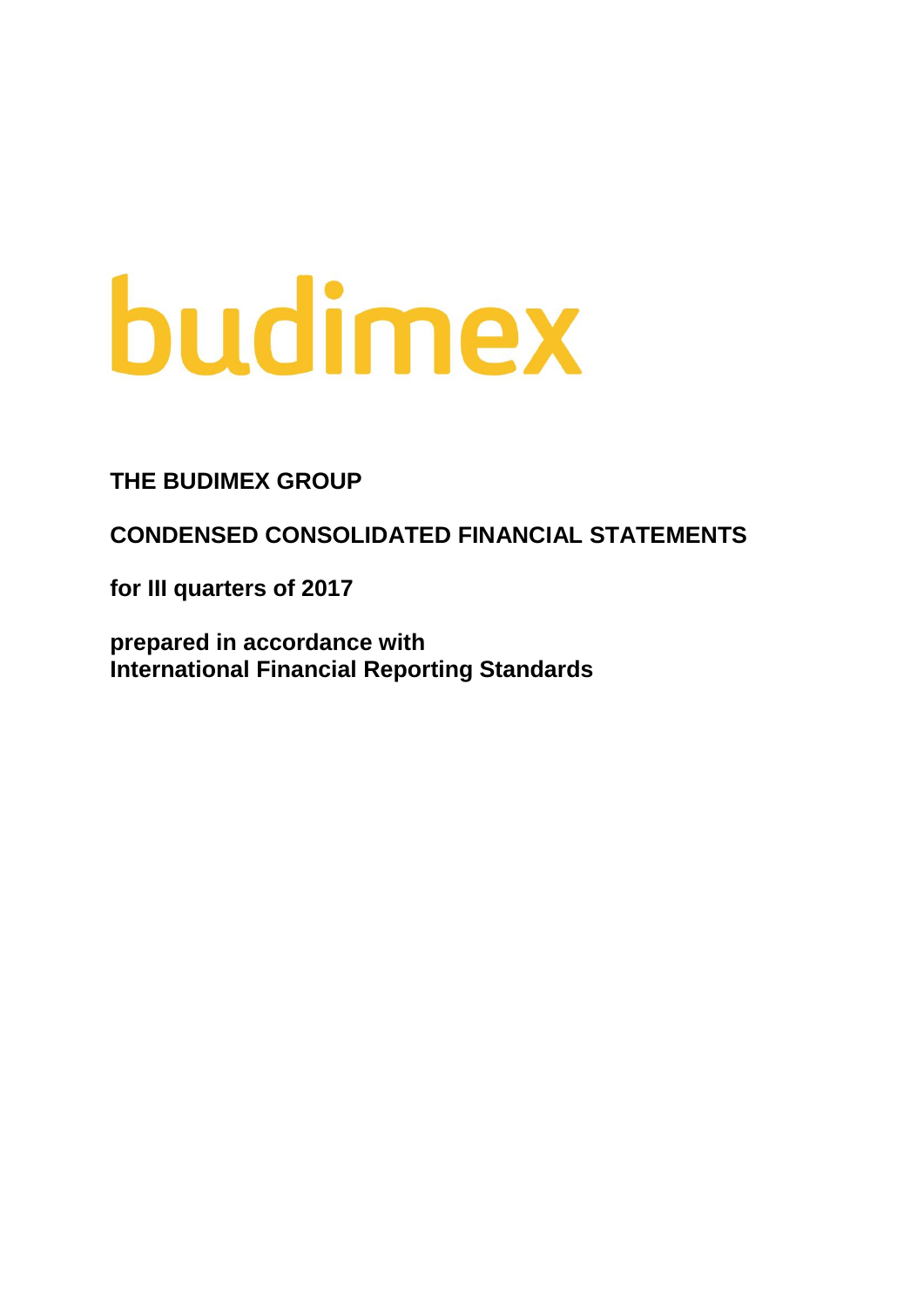budimex

# THE BUDIMEX GROUP

## CONDENSED CONSOLIDATED FINANCIAL STATEMENTS

**for III quarters of 2017**

**prepared in accordance with**
**International Financial Reporting Standards**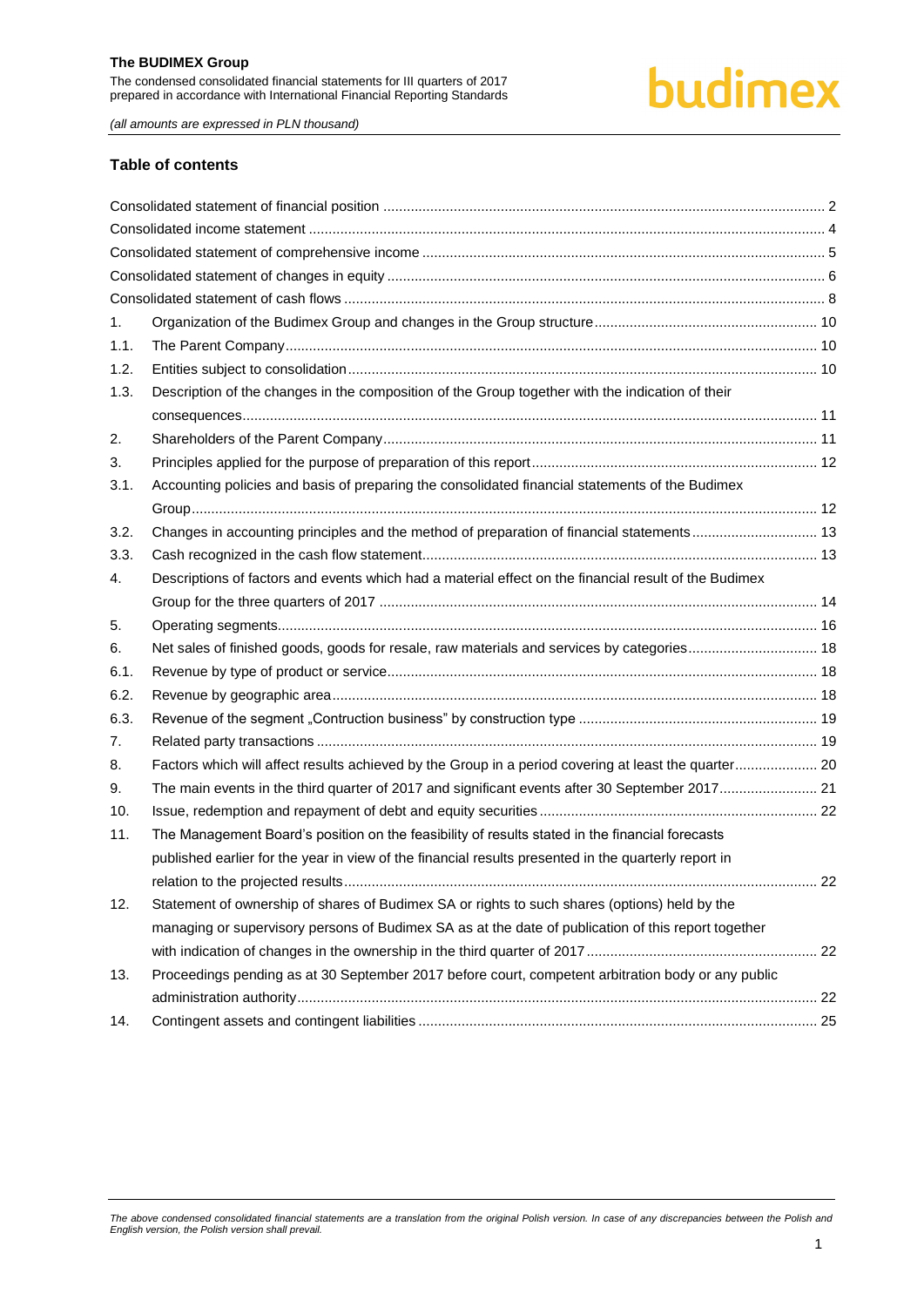## Table of contents

| | | |
|---|---|---|
| Consolidated statement of financial position | | 2 |
| Consolidated income statement | | 4 |
| Consolidated statement of comprehensive income | | 5 |
| Consolidated statement of changes in equity | | 6 |
| Consolidated statement of cash flows | | 8 |
| 1. | Organization of the Budimex Group and changes in the Group structure | 10 |
| 1.1. | The Parent Company | 10 |
| 1.2. | Entities subject to consolidation | 10 |
| 1.3. | Description of the changes in the composition of the Group together with the indication of their consequences | 11 |
| 2. | Shareholders of the Parent Company | 11 |
| 3. | Principles applied for the purpose of preparation of this report | 12 |
| 3.1. | Accounting policies and basis of preparing the consolidated financial statements of the Budimex Group | 12 |
| 3.2. | Changes in accounting principles and the method of preparation of financial statements | 13 |
| 3.3. | Cash recognized in the cash flow statement | 13 |
| 4. | Descriptions of factors and events which had a material effect on the financial result of the Budimex Group for the three quarters of 2017 | 14 |
| 5. | Operating segments | 16 |
| 6. | Net sales of finished goods, goods for resale, raw materials and services by categories | 18 |
| 6.1. | Revenue by type of product or service | 18 |
| 6.2. | Revenue by geographic area | 18 |
| 6.3. | Revenue of the segment „Contruction business" by construction type | 19 |
| 7. | Related party transactions | 19 |
| 8. | Factors which will affect results achieved by the Group in a period covering at least the quarter | 20 |
| 9. | The main events in the third quarter of 2017 and significant events after 30 September 2017 | 21 |
| 10. | Issue, redemption and repayment of debt and equity securities | 22 |
| 11. | The Management Board's position on the feasibility of results stated in the financial forecasts published earlier for the year in view of the financial results presented in the quarterly report in relation to the projected results | 22 |
| 12. | Statement of ownership of shares of Budimex SA or rights to such shares (options) held by the managing or supervisory persons of Budimex SA as at the date of publication of this report together with indication of changes in the ownership in the third quarter of 2017 | 22 |
| 13. | Proceedings pending as at 30 September 2017 before court, competent arbitration body or any public administration authority | 22 |
| 14. | Contingent assets and contingent liabilities | 25 |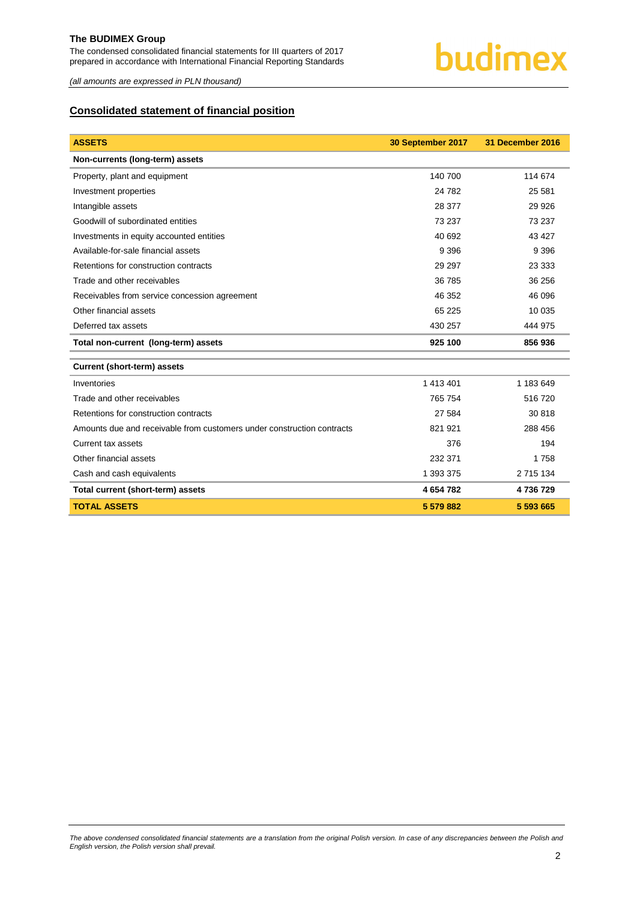## Consolidated statement of financial position

| ASSETS | 30 September 2017 | 31 December 2016 |
|---|---|---|
| **Non-currents (long-term) assets** | | |
| Property, plant and equipment | 140 700 | 114 674 |
| Investment properties | 24 782 | 25 581 |
| Intangible assets | 28 377 | 29 926 |
| Goodwill of subordinated entities | 73 237 | 73 237 |
| Investments in equity accounted entities | 40 692 | 43 427 |
| Available-for-sale financial assets | 9 396 | 9 396 |
| Retentions for construction contracts | 29 297 | 23 333 |
| Trade and other receivables | 36 785 | 36 256 |
| Receivables from service concession agreement | 46 352 | 46 096 |
| Other financial assets | 65 225 | 10 035 |
| Deferred tax assets | 430 257 | 444 975 |
| **Total non-current (long-term) assets** | **925 100** | **856 936** |
| **Current (short-term) assets** | | |
| Inventories | 1 413 401 | 1 183 649 |
| Trade and other receivables | 765 754 | 516 720 |
| Retentions for construction contracts | 27 584 | 30 818 |
| Amounts due and receivable from customers under construction contracts | 821 921 | 288 456 |
| Current tax assets | 376 | 194 |
| Other financial assets | 232 371 | 1 758 |
| Cash and cash equivalents | 1 393 375 | 2 715 134 |
| **Total current (short-term) assets** | **4 654 782** | **4 736 729** |
| **TOTAL ASSETS** | **5 579 882** | **5 593 665** |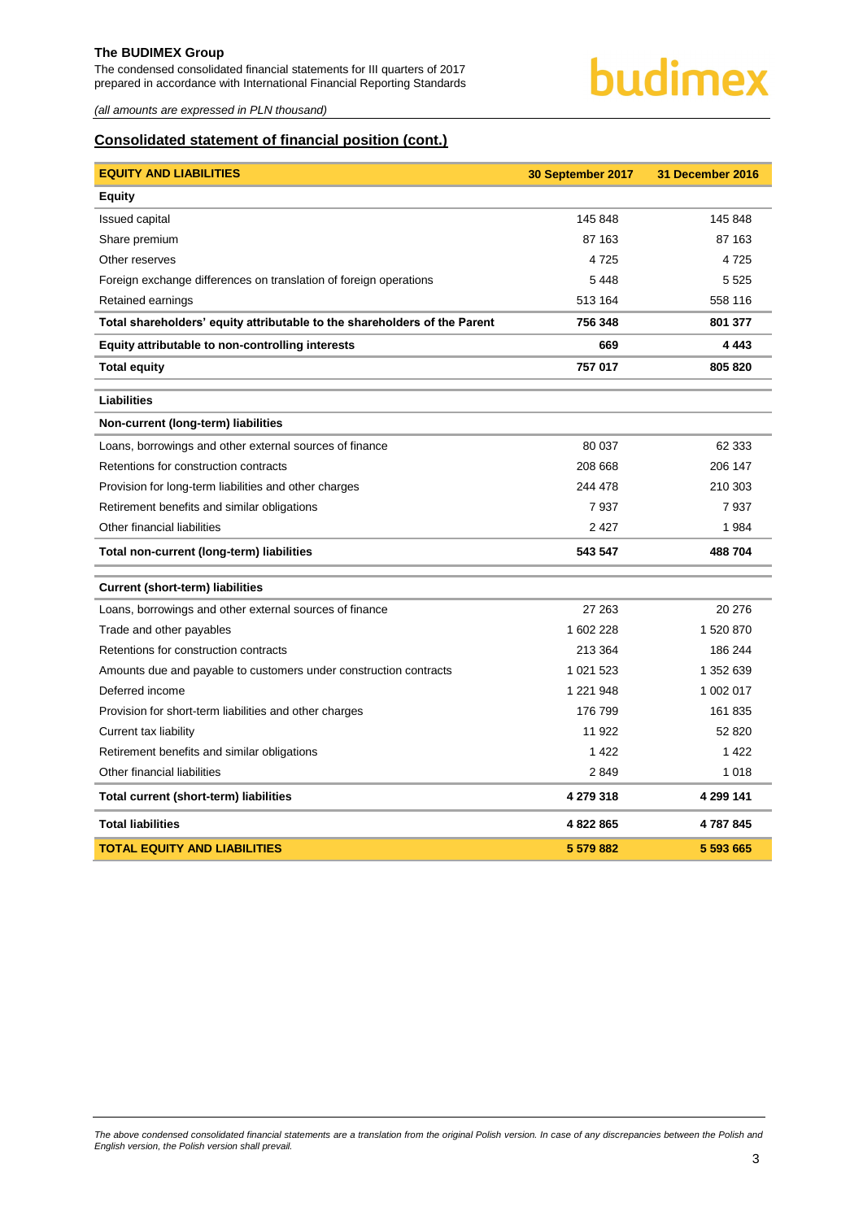*(all amounts are expressed in PLN thousand)*

## Consolidated statement of financial position (cont.)

| EQUITY AND LIABILITIES | 30 September 2017 | 31 December 2016 |
|---|---|---|
| **Equity** | | |
| Issued capital | 145 848 | 145 848 |
| Share premium | 87 163 | 87 163 |
| Other reserves | 4 725 | 4 725 |
| Foreign exchange differences on translation of foreign operations | 5 448 | 5 525 |
| Retained earnings | 513 164 | 558 116 |
| **Total shareholders' equity attributable to the shareholders of the Parent** | **756 348** | **801 377** |
| **Equity attributable to non-controlling interests** | **669** | **4 443** |
| **Total equity** | **757 017** | **805 820** |
| **Liabilities** | | |
| **Non-current (long-term) liabilities** | | |
| Loans, borrowings and other external sources of finance | 80 037 | 62 333 |
| Retentions for construction contracts | 208 668 | 206 147 |
| Provision for long-term liabilities and other charges | 244 478 | 210 303 |
| Retirement benefits and similar obligations | 7 937 | 7 937 |
| Other financial liabilities | 2 427 | 1 984 |
| **Total non-current (long-term) liabilities** | **543 547** | **488 704** |
| **Current (short-term) liabilities** | | |
| Loans, borrowings and other external sources of finance | 27 263 | 20 276 |
| Trade and other payables | 1 602 228 | 1 520 870 |
| Retentions for construction contracts | 213 364 | 186 244 |
| Amounts due and payable to customers under construction contracts | 1 021 523 | 1 352 639 |
| Deferred income | 1 221 948 | 1 002 017 |
| Provision for short-term liabilities and other charges | 176 799 | 161 835 |
| Current tax liability | 11 922 | 52 820 |
| Retirement benefits and similar obligations | 1 422 | 1 422 |
| Other financial liabilities | 2 849 | 1 018 |
| **Total current (short-term) liabilities** | **4 279 318** | **4 299 141** |
| **Total liabilities** | **4 822 865** | **4 787 845** |
| **TOTAL EQUITY AND LIABILITIES** | **5 579 882** | **5 593 665** |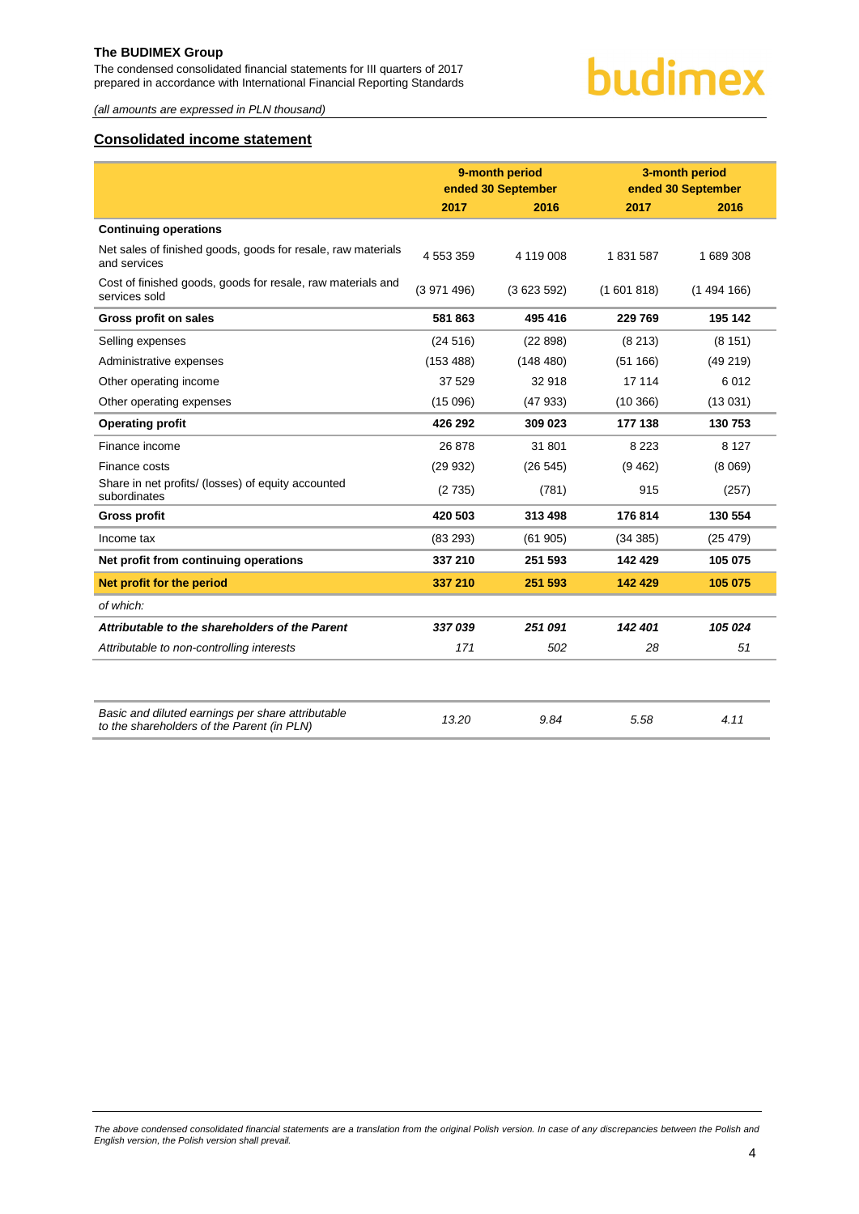*(all amounts are expressed in PLN thousand)*

## Consolidated income statement

| | 9-month period ended 30 September | | 3-month period ended 30 September | |
|---|---|---|---|---|
| | 2017 | 2016 | 2017 | 2016 |
| **Continuing operations** | | | | |
| Net sales of finished goods, goods for resale, raw materials and services | 4 553 359 | 4 119 008 | 1 831 587 | 1 689 308 |
| Cost of finished goods, goods for resale, raw materials and services sold | (3 971 496) | (3 623 592) | (1 601 818) | (1 494 166) |
| **Gross profit on sales** | **581 863** | **495 416** | **229 769** | **195 142** |
| Selling expenses | (24 516) | (22 898) | (8 213) | (8 151) |
| Administrative expenses | (153 488) | (148 480) | (51 166) | (49 219) |
| Other operating income | 37 529 | 32 918 | 17 114 | 6 012 |
| Other operating expenses | (15 096) | (47 933) | (10 366) | (13 031) |
| **Operating profit** | **426 292** | **309 023** | **177 138** | **130 753** |
| Finance income | 26 878 | 31 801 | 8 223 | 8 127 |
| Finance costs | (29 932) | (26 545) | (9 462) | (8 069) |
| Share in net profits/ (losses) of equity accounted subordinates | (2 735) | (781) | 915 | (257) |
| **Gross profit** | **420 503** | **313 498** | **176 814** | **130 554** |
| Income tax | (83 293) | (61 905) | (34 385) | (25 479) |
| **Net profit from continuing operations** | **337 210** | **251 593** | **142 429** | **105 075** |
| **Net profit for the period** | **337 210** | **251 593** | **142 429** | **105 075** |
| *of which:* | | | | |
| ***Attributable to the shareholders of the Parent*** | ***337 039*** | ***251 091*** | ***142 401*** | ***105 024*** |
| *Attributable to non-controlling interests* | *171* | *502* | *28* | *51* |

| | | | | |
|---|---|---|---|---|
| *Basic and diluted earnings per share attributable to the shareholders of the Parent (in PLN)* | *13.20* | *9.84* | *5.58* | *4.11* |

*The above condensed consolidated financial statements are a translation from the original Polish version. In case of any discrepancies between the Polish and English version, the Polish version shall prevail.*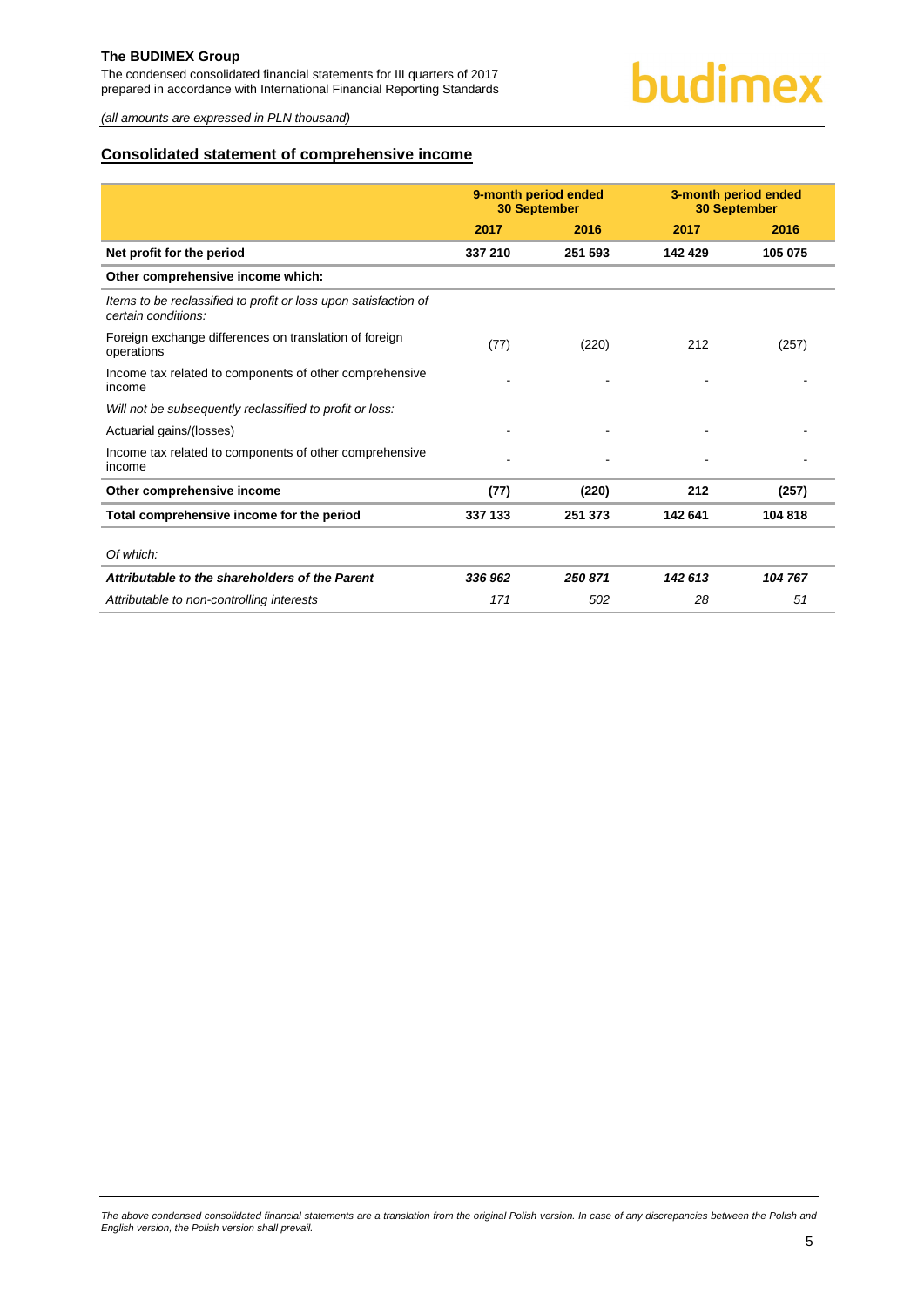## Consolidated statement of comprehensive income

| | 9-month period ended 30 September | | 3-month period ended 30 September | |
|---|---|---|---|---|
| | 2017 | 2016 | 2017 | 2016 |
| **Net profit for the period** | **337 210** | **251 593** | **142 429** | **105 075** |
| **Other comprehensive income which:** | | | | |
| *Items to be reclassified to profit or loss upon satisfaction of certain conditions:* | | | | |
| Foreign exchange differences on translation of foreign operations | (77) | (220) | 212 | (257) |
| Income tax related to components of other comprehensive income | - | - | - | - |
| *Will not be subsequently reclassified to profit or loss:* | | | | |
| Actuarial gains/(losses) | - | - | - | - |
| Income tax related to components of other comprehensive income | - | - | - | - |
| **Other comprehensive income** | **(77)** | **(220)** | **212** | **(257)** |
| **Total comprehensive income for the period** | **337 133** | **251 373** | **142 641** | **104 818** |
| *Of which:* | | | | |
| ***Attributable to the shareholders of the Parent*** | ***336 962*** | ***250 871*** | ***142 613*** | ***104 767*** |
| *Attributable to non-controlling interests* | *171* | *502* | *28* | *51* |

*The above condensed consolidated financial statements are a translation from the original Polish version. In case of any discrepancies between the Polish and English version, the Polish version shall prevail.*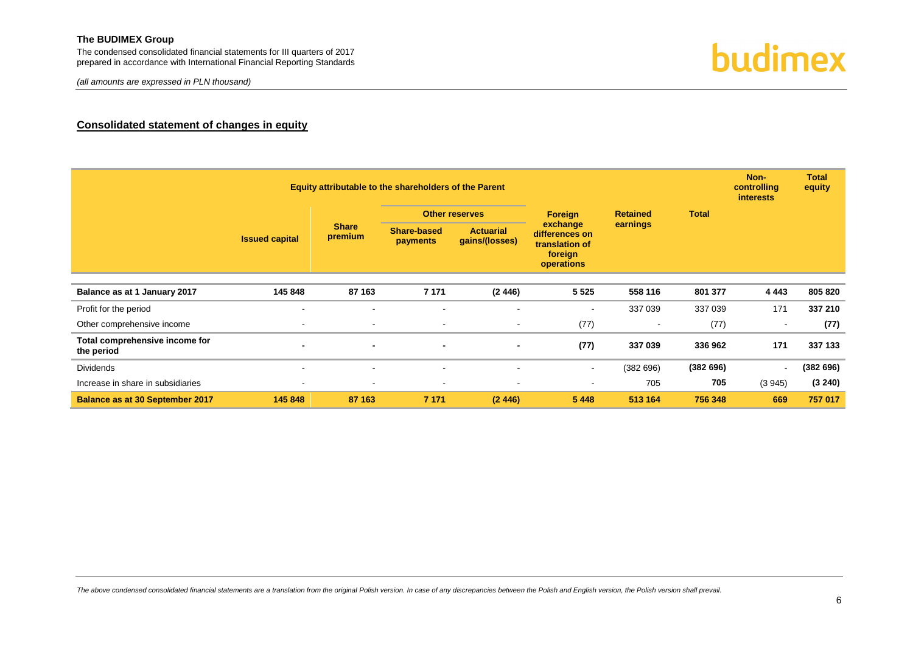## Consolidated statement of changes in equity

| | Equity attributable to the shareholders of the Parent | | | | | | | Non-controlling interests | Total equity |
|---|---|---|---|---|---|---|---|---|---|
| | Issued capital | Share premium | Other reserves | | Foreign exchange differences on translation of foreign operations | Retained earnings | Total | | |
| | | | Share-based payments | Actuarial gains/(losses) | | | | | |
| **Balance as at 1 January 2017** | **145 848** | **87 163** | **7 171** | **(2 446)** | **5 525** | **558 116** | **801 377** | **4 443** | **805 820** |
| Profit for the period | - | - | - | - | - | 337 039 | 337 039 | 171 | **337 210** |
| Other comprehensive income | - | - | - | - | (77) | - | (77) | - | **(77)** |
| **Total comprehensive income for the period** | **-** | **-** | **-** | **-** | **(77)** | **337 039** | **336 962** | **171** | **337 133** |
| Dividends | - | - | - | - | - | (382 696) | **(382 696)** | - | **(382 696)** |
| Increase in share in subsidiaries | - | - | - | - | - | 705 | **705** | (3 945) | **(3 240)** |
| **Balance as at 30 September 2017** | **145 848** | **87 163** | **7 171** | **(2 446)** | **5 448** | **513 164** | **756 348** | **669** | **757 017** |

*The above condensed consolidated financial statements are a translation from the original Polish version. In case of any discrepancies between the Polish and English version, the Polish version shall prevail.*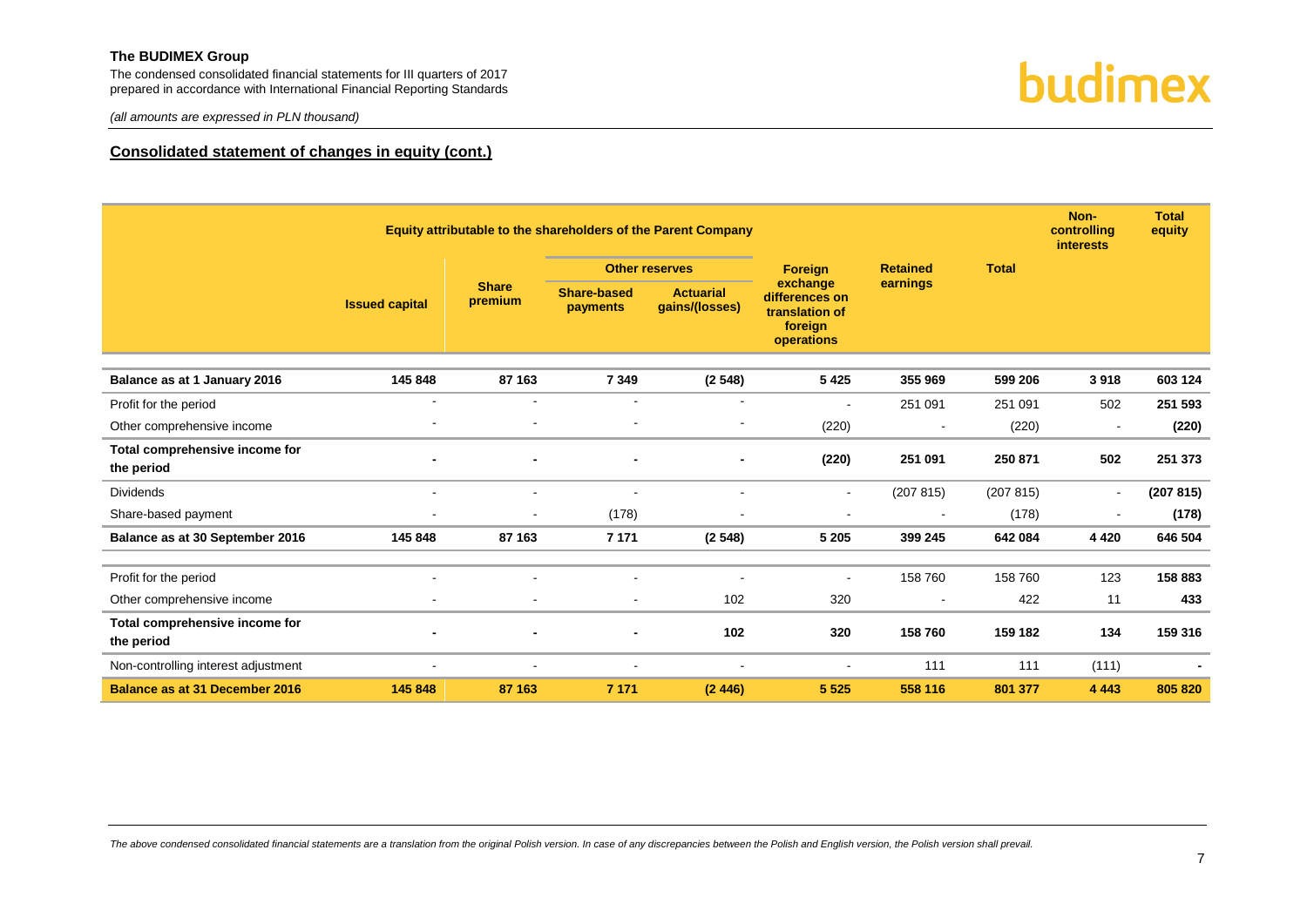## Consolidated statement of changes in equity (cont.)

| | Equity attributable to the shareholders of the Parent Company | | | | | | | Non-controlling interests | Total equity |
|---|---|---|---|---|---|---|---|---|---|
| | Issued capital | Share premium | Other reserves | | Foreign exchange differences on translation of foreign operations | Retained earnings | Total | | |
| | | | Share-based payments | Actuarial gains/(losses) | | | | | |
| **Balance as at 1 January 2016** | **145 848** | **87 163** | **7 349** | **(2 548)** | **5 425** | **355 969** | **599 206** | **3 918** | **603 124** |
| Profit for the period | - | - | - | - | - | 251 091 | 251 091 | 502 | **251 593** |
| Other comprehensive income | - | - | - | - | (220) | - | (220) | - | **(220)** |
| **Total comprehensive income for the period** | **-** | **-** | **-** | **-** | **(220)** | **251 091** | **250 871** | **502** | **251 373** |
| Dividends | - | - | - | - | - | (207 815) | (207 815) | - | **(207 815)** |
| Share-based payment | - | - | (178) | - | - | - | (178) | - | **(178)** |
| **Balance as at 30 September 2016** | **145 848** | **87 163** | **7 171** | **(2 548)** | **5 205** | **399 245** | **642 084** | **4 420** | **646 504** |
| Profit for the period | - | - | - | - | - | 158 760 | 158 760 | 123 | **158 883** |
| Other comprehensive income | - | - | - | 102 | 320 | - | 422 | 11 | **433** |
| **Total comprehensive income for the period** | **-** | **-** | **-** | **102** | **320** | **158 760** | **159 182** | **134** | **159 316** |
| Non-controlling interest adjustment | - | - | - | - | - | 111 | 111 | (111) | **-** |
| **Balance as at 31 December 2016** | **145 848** | **87 163** | **7 171** | **(2 446)** | **5 525** | **558 116** | **801 377** | **4 443** | **805 820** |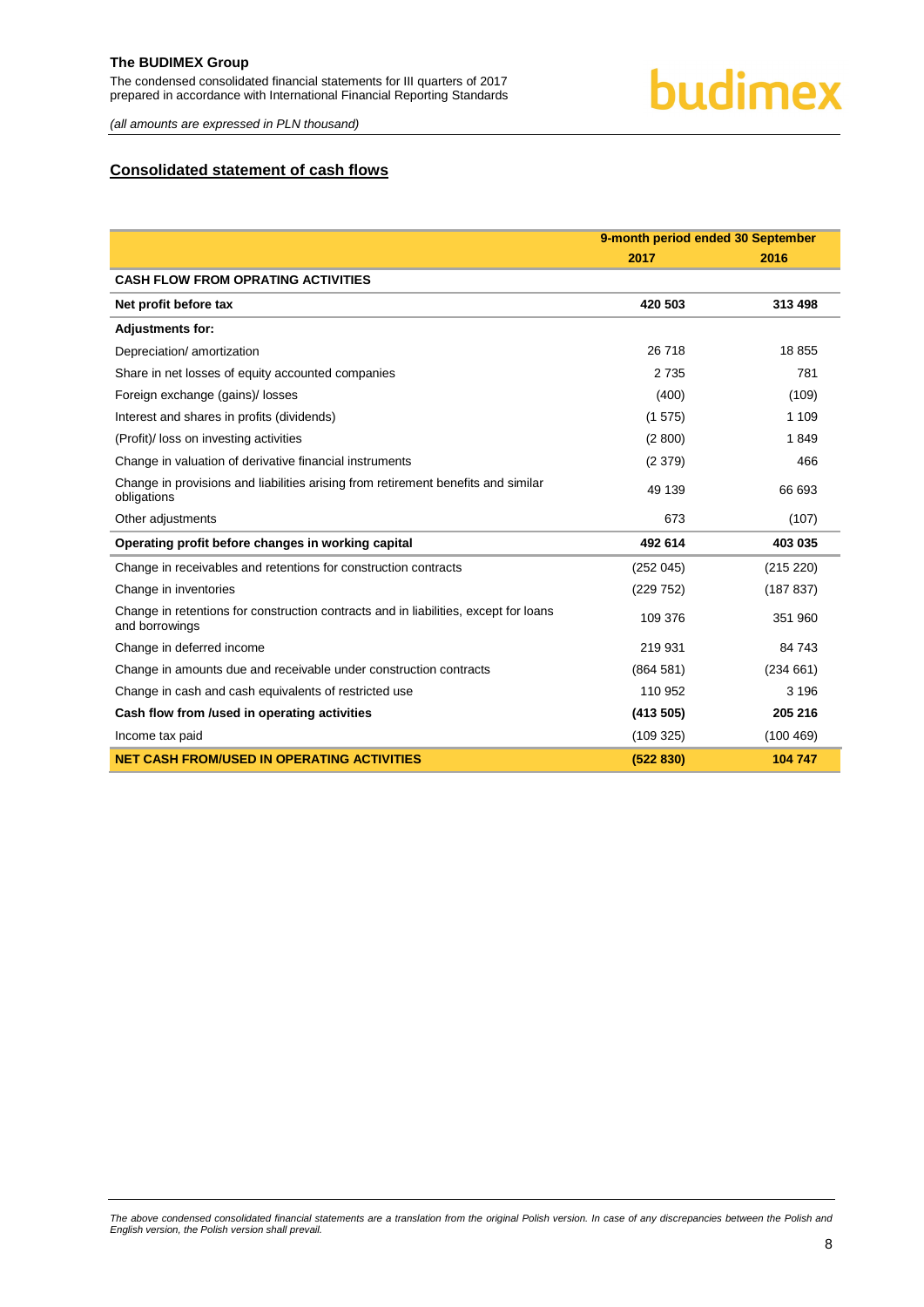## Consolidated statement of cash flows

| | 9-month period ended 30 September | |
|---|---|---|
| | **2017** | **2016** |
| **CASH FLOW FROM OPRATING ACTIVITIES** | | |
| **Net profit before tax** | **420 503** | **313 498** |
| **Adjustments for:** | | |
| Depreciation/ amortization | 26 718 | 18 855 |
| Share in net losses of equity accounted companies | 2 735 | 781 |
| Foreign exchange (gains)/ losses | (400) | (109) |
| Interest and shares in profits (dividends) | (1 575) | 1 109 |
| (Profit)/ loss on investing activities | (2 800) | 1 849 |
| Change in valuation of derivative financial instruments | (2 379) | 466 |
| Change in provisions and liabilities arising from retirement benefits and similar obligations | 49 139 | 66 693 |
| Other adjustments | 673 | (107) |
| **Operating profit before changes in working capital** | **492 614** | **403 035** |
| Change in receivables and retentions for construction contracts | (252 045) | (215 220) |
| Change in inventories | (229 752) | (187 837) |
| Change in retentions for construction contracts and in liabilities, except for loans and borrowings | 109 376 | 351 960 |
| Change in deferred income | 219 931 | 84 743 |
| Change in amounts due and receivable under construction contracts | (864 581) | (234 661) |
| Change in cash and cash equivalents of restricted use | 110 952 | 3 196 |
| **Cash flow from /used in operating activities** | **(413 505)** | **205 216** |
| Income tax paid | (109 325) | (100 469) |
| **NET CASH FROM/USED IN OPERATING ACTIVITIES** | **(522 830)** | **104 747** |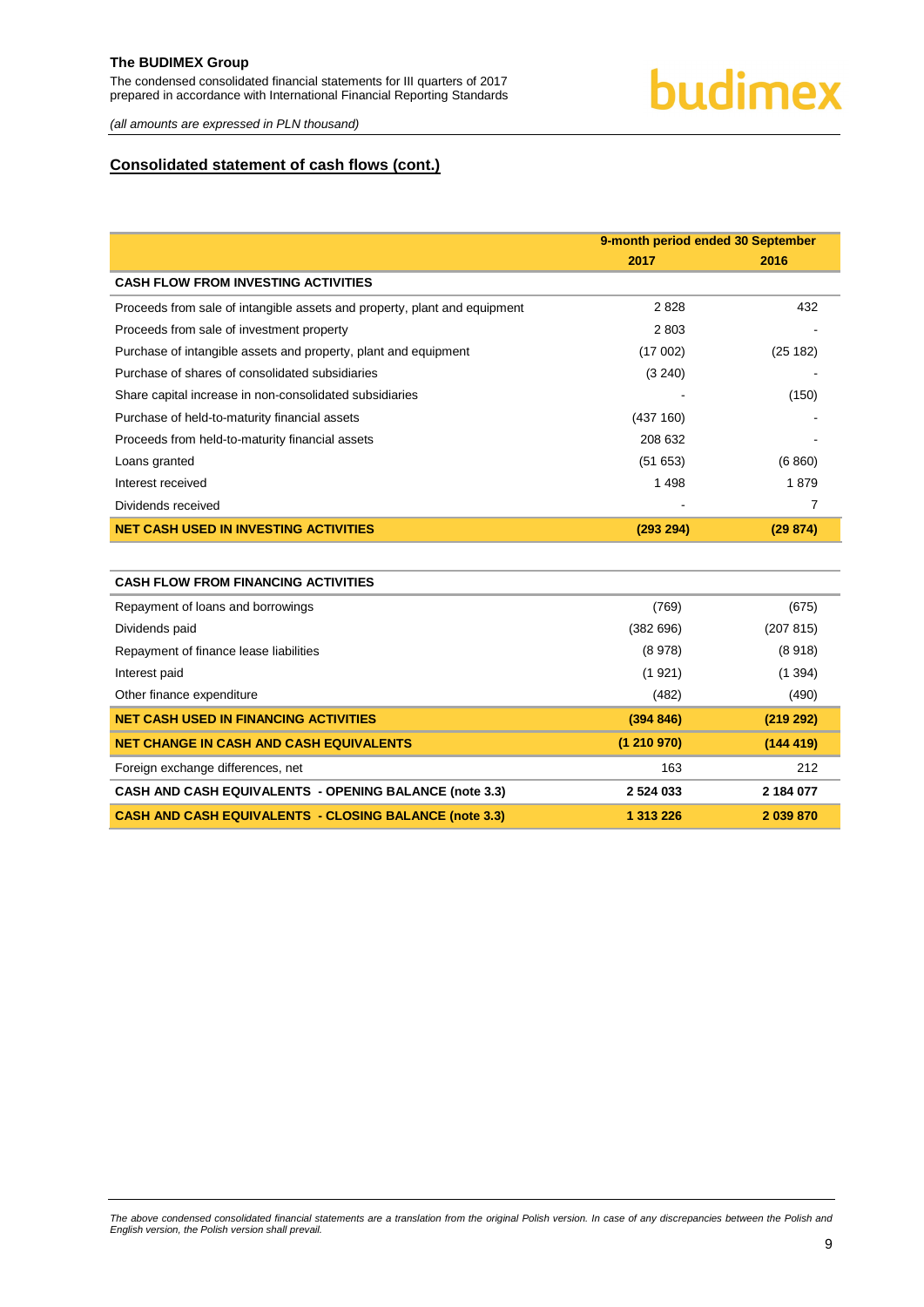*(all amounts are expressed in PLN thousand)*

## Consolidated statement of cash flows (cont.)

| | 9-month period ended 30 September | |
|---|---|---|
| | **2017** | **2016** |
| **CASH FLOW FROM INVESTING ACTIVITIES** | | |
| Proceeds from sale of intangible assets and property, plant and equipment | 2 828 | 432 |
| Proceeds from sale of investment property | 2 803 | - |
| Purchase of intangible assets and property, plant and equipment | (17 002) | (25 182) |
| Purchase of shares of consolidated subsidiaries | (3 240) | - |
| Share capital increase in non-consolidated subsidiaries | - | (150) |
| Purchase of held-to-maturity financial assets | (437 160) | - |
| Proceeds from held-to-maturity financial assets | 208 632 | - |
| Loans granted | (51 653) | (6 860) |
| Interest received | 1 498 | 1 879 |
| Dividends received | - | 7 |
| **NET CASH USED IN INVESTING ACTIVITIES** | **(293 294)** | **(29 874)** |
| **CASH FLOW FROM FINANCING ACTIVITIES** | | |
| Repayment of loans and borrowings | (769) | (675) |
| Dividends paid | (382 696) | (207 815) |
| Repayment of finance lease liabilities | (8 978) | (8 918) |
| Interest paid | (1 921) | (1 394) |
| Other finance expenditure | (482) | (490) |
| **NET CASH USED IN FINANCING ACTIVITIES** | **(394 846)** | **(219 292)** |
| **NET CHANGE IN CASH AND CASH EQUIVALENTS** | **(1 210 970)** | **(144 419)** |
| Foreign exchange differences, net | 163 | 212 |
| **CASH AND CASH EQUIVALENTS - OPENING BALANCE (note 3.3)** | **2 524 033** | **2 184 077** |
| **CASH AND CASH EQUIVALENTS - CLOSING BALANCE (note 3.3)** | **1 313 226** | **2 039 870** |

*The above condensed consolidated financial statements are a translation from the original Polish version. In case of any discrepancies between the Polish and English version, the Polish version shall prevail.*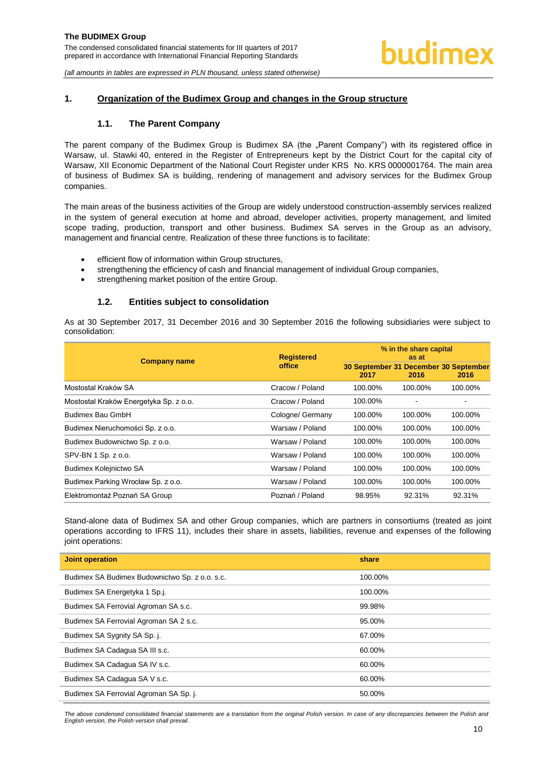## 1. Organization of the Budimex Group and changes in the Group structure

### 1.1. The Parent Company

The parent company of the Budimex Group is Budimex SA (the „Parent Company") with its registered office in Warsaw, ul. Stawki 40, entered in the Register of Entrepreneurs kept by the District Court for the capital city of Warsaw, XII Economic Department of the National Court Register under KRS No. KRS 0000001764. The main area of business of Budimex SA is building, rendering of management and advisory services for the Budimex Group companies.

The main areas of the business activities of the Group are widely understood construction-assembly services realized in the system of general execution at home and abroad, developer activities, property management, and limited scope trading, production, transport and other business. Budimex SA serves in the Group as an advisory, management and financial centre. Realization of these three functions is to facilitate:

- efficient flow of information within Group structures,
- strengthening the efficiency of cash and financial management of individual Group companies,
- strengthening market position of the entire Group.

### 1.2. Entities subject to consolidation

As at 30 September 2017, 31 December 2016 and 30 September 2016 the following subsidiaries were subject to consolidation:

| Company name | Registered office | % in the share capital as at | | |
|---|---|---|---|---|
| | | 30 September 2017 | 31 December 2016 | 30 September 2016 |
| Mostostal Kraków SA | Cracow / Poland | 100.00% | 100.00% | 100.00% |
| Mostostal Kraków Energetyka Sp. z o.o. | Cracow / Poland | 100.00% | - | - |
| Budimex Bau GmbH | Cologne/ Germany | 100.00% | 100.00% | 100.00% |
| Budimex Nieruchomości Sp. z o.o. | Warsaw / Poland | 100.00% | 100.00% | 100.00% |
| Budimex Budownictwo Sp. z o.o. | Warsaw / Poland | 100.00% | 100.00% | 100.00% |
| SPV-BN 1 Sp. z o.o. | Warsaw / Poland | 100.00% | 100.00% | 100.00% |
| Budimex Kolejnictwo SA | Warsaw / Poland | 100.00% | 100.00% | 100.00% |
| Budimex Parking Wrocław Sp. z o.o. | Warsaw / Poland | 100.00% | 100.00% | 100.00% |
| Elektromontaż Poznań SA Group | Poznań / Poland | 98.95% | 92.31% | 92.31% |

Stand-alone data of Budimex SA and other Group companies, which are partners in consortiums (treated as joint operations according to IFRS 11), includes their share in assets, liabilities, revenue and expenses of the following joint operations:

| Joint operation | share |
|---|---|
| Budimex SA Budimex Budownictwo Sp. z o.o. s.c. | 100.00% |
| Budimex SA Energetyka 1 Sp.j. | 100.00% |
| Budimex SA Ferrovial Agroman SA s.c. | 99.98% |
| Budimex SA Ferrovial Agroman SA 2 s.c. | 95.00% |
| Budimex SA Sygnity SA Sp. j. | 67.00% |
| Budimex SA Cadagua SA III s.c. | 60.00% |
| Budimex SA Cadagua SA IV s.c. | 60.00% |
| Budimex SA Cadagua SA V s.c. | 60.00% |
| Budimex SA Ferrovial Agroman SA Sp. j. | 50.00% |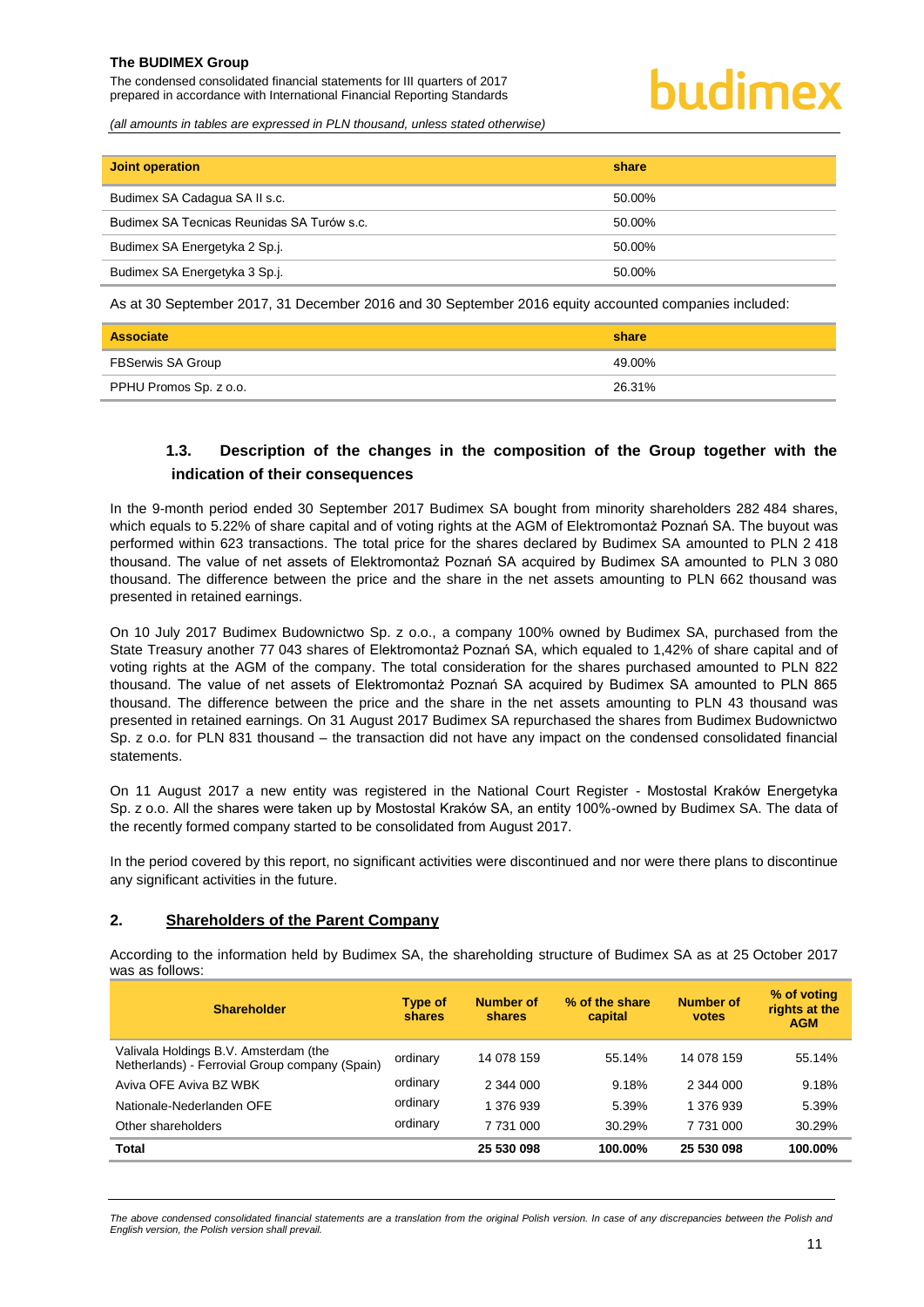| Joint operation | share |
|---|---|
| Budimex SA Cadagua SA II s.c. | 50.00% |
| Budimex SA Tecnicas Reunidas SA Turów s.c. | 50.00% |
| Budimex SA Energetyka 2 Sp.j. | 50.00% |
| Budimex SA Energetyka 3 Sp.j. | 50.00% |

As at 30 September 2017, 31 December 2016 and 30 September 2016 equity accounted companies included:

| Associate | share |
|---|---|
| FBSerwis SA Group | 49.00% |
| PPHU Promos Sp. z o.o. | 26.31% |

### 1.3. Description of the changes in the composition of the Group together with the indication of their consequences

In the 9-month period ended 30 September 2017 Budimex SA bought from minority shareholders 282 484 shares, which equals to 5.22% of share capital and of voting rights at the AGM of Elektromontaż Poznań SA. The buyout was performed within 623 transactions. The total price for the shares declared by Budimex SA amounted to PLN 2 418 thousand. The value of net assets of Elektromontaż Poznań SA acquired by Budimex SA amounted to PLN 3 080 thousand. The difference between the price and the share in the net assets amounting to PLN 662 thousand was presented in retained earnings.

On 10 July 2017 Budimex Budownictwo Sp. z o.o., a company 100% owned by Budimex SA, purchased from the State Treasury another 77 043 shares of Elektromontaż Poznań SA, which equaled to 1,42% of share capital and of voting rights at the AGM of the company. The total consideration for the shares purchased amounted to PLN 822 thousand. The value of net assets of Elektromontaż Poznań SA acquired by Budimex SA amounted to PLN 865 thousand. The difference between the price and the share in the net assets amounting to PLN 43 thousand was presented in retained earnings. On 31 August 2017 Budimex SA repurchased the shares from Budimex Budownictwo Sp. z o.o. for PLN 831 thousand – the transaction did not have any impact on the condensed consolidated financial statements.

On 11 August 2017 a new entity was registered in the National Court Register - Mostostal Kraków Energetyka Sp. z o.o. All the shares were taken up by Mostostal Kraków SA, an entity 100%-owned by Budimex SA. The data of the recently formed company started to be consolidated from August 2017.

In the period covered by this report, no significant activities were discontinued and nor were there plans to discontinue any significant activities in the future.

## 2. Shareholders of the Parent Company

According to the information held by Budimex SA, the shareholding structure of Budimex SA as at 25 October 2017 was as follows:

| Shareholder | Type of shares | Number of shares | % of the share capital | Number of votes | % of voting rights at the AGM |
|---|---|---|---|---|---|
| Valivala Holdings B.V. Amsterdam (the Netherlands) - Ferrovial Group company (Spain) | ordinary | 14 078 159 | 55.14% | 14 078 159 | 55.14% |
| Aviva OFE Aviva BZ WBK | ordinary | 2 344 000 | 9.18% | 2 344 000 | 9.18% |
| Nationale-Nederlanden OFE | ordinary | 1 376 939 | 5.39% | 1 376 939 | 5.39% |
| Other shareholders | ordinary | 7 731 000 | 30.29% | 7 731 000 | 30.29% |
| **Total** | | **25 530 098** | **100.00%** | **25 530 098** | **100.00%** |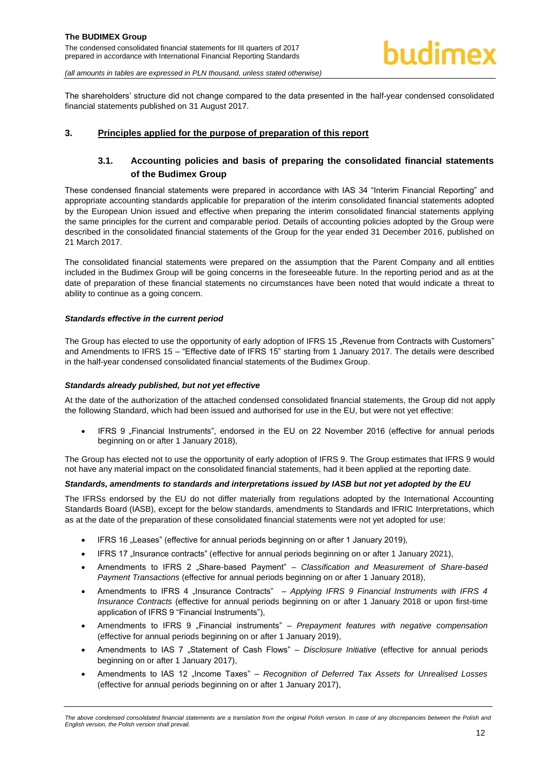The shareholders' structure did not change compared to the data presented in the half-year condensed consolidated financial statements published on 31 August 2017.

## 3. Principles applied for the purpose of preparation of this report

### 3.1. Accounting policies and basis of preparing the consolidated financial statements of the Budimex Group

These condensed financial statements were prepared in accordance with IAS 34 "Interim Financial Reporting" and appropriate accounting standards applicable for preparation of the interim consolidated financial statements adopted by the European Union issued and effective when preparing the interim consolidated financial statements applying the same principles for the current and comparable period. Details of accounting policies adopted by the Group were described in the consolidated financial statements of the Group for the year ended 31 December 2016, published on 21 March 2017.

The consolidated financial statements were prepared on the assumption that the Parent Company and all entities included in the Budimex Group will be going concerns in the foreseeable future. In the reporting period and as at the date of preparation of these financial statements no circumstances have been noted that would indicate a threat to ability to continue as a going concern.

***Standards effective in the current period***

The Group has elected to use the opportunity of early adoption of IFRS 15 „Revenue from Contracts with Customers" and Amendments to IFRS 15 – "Effective date of IFRS 15" starting from 1 January 2017. The details were described in the half-year condensed consolidated financial statements of the Budimex Group.

***Standards already published, but not yet effective***

At the date of the authorization of the attached condensed consolidated financial statements, the Group did not apply the following Standard, which had been issued and authorised for use in the EU, but were not yet effective:

- IFRS 9 „Financial Instruments", endorsed in the EU on 22 November 2016 (effective for annual periods beginning on or after 1 January 2018),

The Group has elected not to use the opportunity of early adoption of IFRS 9. The Group estimates that IFRS 9 would not have any material impact on the consolidated financial statements, had it been applied at the reporting date.

***Standards, amendments to standards and interpretations issued by IASB but not yet adopted by the EU***

The IFRSs endorsed by the EU do not differ materially from regulations adopted by the International Accounting Standards Board (IASB), except for the below standards, amendments to Standards and IFRIC Interpretations, which as at the date of the preparation of these consolidated financial statements were not yet adopted for use:

- IFRS 16 „Leases" (effective for annual periods beginning on or after 1 January 2019),
- IFRS 17 „Insurance contracts" (effective for annual periods beginning on or after 1 January 2021),
- Amendments to IFRS 2 „Share-based Payment" – *Classification and Measurement of Share-based Payment Transactions* (effective for annual periods beginning on or after 1 January 2018),
- Amendments to IFRS 4 „Insurance Contracts" – *Applying IFRS 9 Financial Instruments with IFRS 4 Insurance Contracts* (effective for annual periods beginning on or after 1 January 2018 or upon first-time application of IFRS 9 "Financial Instruments"),
- Amendments to IFRS 9 „Financial instruments" – *Prepayment features with negative compensation* (effective for annual periods beginning on or after 1 January 2019),
- Amendments to IAS 7 „Statement of Cash Flows" – *Disclosure Initiative* (effective for annual periods beginning on or after 1 January 2017),
- Amendments to IAS 12 „Income Taxes" – *Recognition of Deferred Tax Assets for Unrealised Losses* (effective for annual periods beginning on or after 1 January 2017),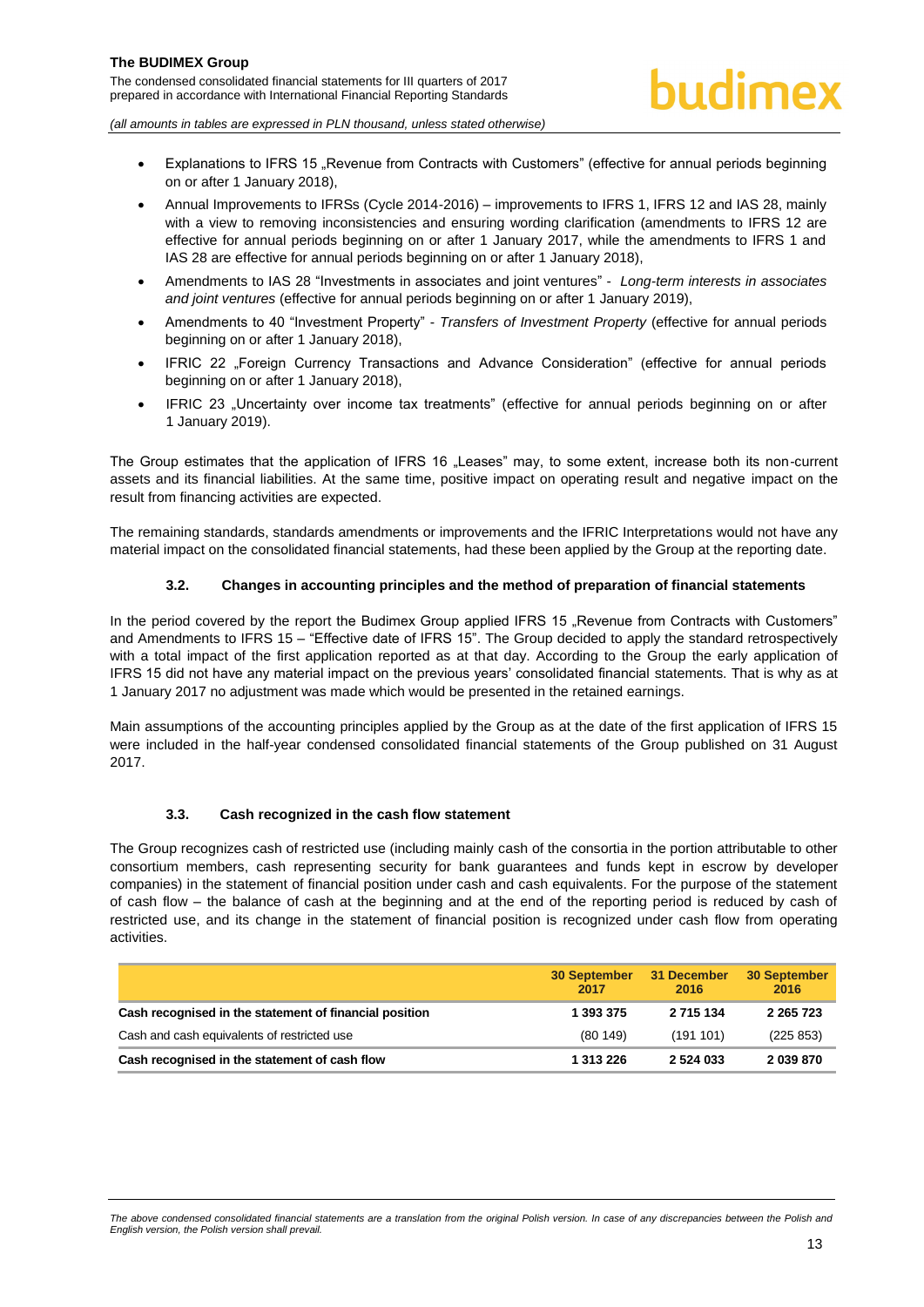- Explanations to IFRS 15 „Revenue from Contracts with Customers" (effective for annual periods beginning on or after 1 January 2018),
- Annual Improvements to IFRSs (Cycle 2014-2016) – improvements to IFRS 1, IFRS 12 and IAS 28, mainly with a view to removing inconsistencies and ensuring wording clarification (amendments to IFRS 12 are effective for annual periods beginning on or after 1 January 2017, while the amendments to IFRS 1 and IAS 28 are effective for annual periods beginning on or after 1 January 2018),
- Amendments to IAS 28 "Investments in associates and joint ventures" - *Long-term interests in associates and joint ventures* (effective for annual periods beginning on or after 1 January 2019),
- Amendments to 40 "Investment Property" - *Transfers of Investment Property* (effective for annual periods beginning on or after 1 January 2018),
- IFRIC 22 „Foreign Currency Transactions and Advance Consideration" (effective for annual periods beginning on or after 1 January 2018),
- IFRIC 23 „Uncertainty over income tax treatments" (effective for annual periods beginning on or after 1 January 2019).

The Group estimates that the application of IFRS 16 „Leases" may, to some extent, increase both its non-current assets and its financial liabilities. At the same time, positive impact on operating result and negative impact on the result from financing activities are expected.

The remaining standards, standards amendments or improvements and the IFRIC Interpretations would not have any material impact on the consolidated financial statements, had these been applied by the Group at the reporting date.

### 3.2. Changes in accounting principles and the method of preparation of financial statements

In the period covered by the report the Budimex Group applied IFRS 15 „Revenue from Contracts with Customers" and Amendments to IFRS 15 – "Effective date of IFRS 15". The Group decided to apply the standard retrospectively with a total impact of the first application reported as at that day. According to the Group the early application of IFRS 15 did not have any material impact on the previous years' consolidated financial statements. That is why as at 1 January 2017 no adjustment was made which would be presented in the retained earnings.

Main assumptions of the accounting principles applied by the Group as at the date of the first application of IFRS 15 were included in the half-year condensed consolidated financial statements of the Group published on 31 August 2017.

### 3.3. Cash recognized in the cash flow statement

The Group recognizes cash of restricted use (including mainly cash of the consortia in the portion attributable to other consortium members, cash representing security for bank guarantees and funds kept in escrow by developer companies) in the statement of financial position under cash and cash equivalents. For the purpose of the statement of cash flow – the balance of cash at the beginning and at the end of the reporting period is reduced by cash of restricted use, and its change in the statement of financial position is recognized under cash flow from operating activities.

| | 30 September 2017 | 31 December 2016 | 30 September 2016 |
|---|---|---|---|
| **Cash recognised in the statement of financial position** | **1 393 375** | **2 715 134** | **2 265 723** |
| Cash and cash equivalents of restricted use | (80 149) | (191 101) | (225 853) |
| **Cash recognised in the statement of cash flow** | **1 313 226** | **2 524 033** | **2 039 870** |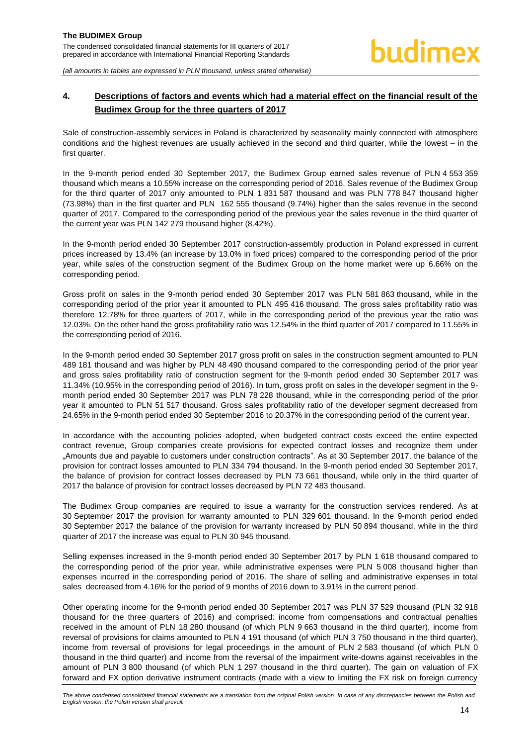## 4. Descriptions of factors and events which had a material effect on the financial result of the Budimex Group for the three quarters of 2017

Sale of construction-assembly services in Poland is characterized by seasonality mainly connected with atmosphere conditions and the highest revenues are usually achieved in the second and third quarter, while the lowest – in the first quarter.

In the 9-month period ended 30 September 2017, the Budimex Group earned sales revenue of PLN 4 553 359 thousand which means a 10.55% increase on the corresponding period of 2016. Sales revenue of the Budimex Group for the third quarter of 2017 only amounted to PLN 1 831 587 thousand and was PLN 778 847 thousand higher (73.98%) than in the first quarter and PLN 162 555 thousand (9.74%) higher than the sales revenue in the second quarter of 2017. Compared to the corresponding period of the previous year the sales revenue in the third quarter of the current year was PLN 142 279 thousand higher (8.42%).

In the 9-month period ended 30 September 2017 construction-assembly production in Poland expressed in current prices increased by 13.4% (an increase by 13.0% in fixed prices) compared to the corresponding period of the prior year, while sales of the construction segment of the Budimex Group on the home market were up 6.66% on the corresponding period.

Gross profit on sales in the 9-month period ended 30 September 2017 was PLN 581 863 thousand, while in the corresponding period of the prior year it amounted to PLN 495 416 thousand. The gross sales profitability ratio was therefore 12.78% for three quarters of 2017, while in the corresponding period of the previous year the ratio was 12.03%. On the other hand the gross profitability ratio was 12.54% in the third quarter of 2017 compared to 11.55% in the corresponding period of 2016.

In the 9-month period ended 30 September 2017 gross profit on sales in the construction segment amounted to PLN 489 181 thousand and was higher by PLN 48 490 thousand compared to the corresponding period of the prior year and gross sales profitability ratio of construction segment for the 9-month period ended 30 September 2017 was 11.34% (10.95% in the corresponding period of 2016). In turn, gross profit on sales in the developer segment in the 9-month period ended 30 September 2017 was PLN 78 228 thousand, while in the corresponding period of the prior year it amounted to PLN 51 517 thousand. Gross sales profitability ratio of the developer segment decreased from 24.65% in the 9-month period ended 30 September 2016 to 20.37% in the corresponding period of the current year.

In accordance with the accounting policies adopted, when budgeted contract costs exceed the entire expected contract revenue, Group companies create provisions for expected contract losses and recognize them under „Amounts due and payable to customers under construction contracts". As at 30 September 2017, the balance of the provision for contract losses amounted to PLN 334 794 thousand. In the 9-month period ended 30 September 2017, the balance of provision for contract losses decreased by PLN 73 661 thousand, while only in the third quarter of 2017 the balance of provision for contract losses decreased by PLN 72 483 thousand.

The Budimex Group companies are required to issue a warranty for the construction services rendered. As at 30 September 2017 the provision for warranty amounted to PLN 329 601 thousand. In the 9-month period ended 30 September 2017 the balance of the provision for warranty increased by PLN 50 894 thousand, while in the third quarter of 2017 the increase was equal to PLN 30 945 thousand.

Selling expenses increased in the 9-month period ended 30 September 2017 by PLN 1 618 thousand compared to the corresponding period of the prior year, while administrative expenses were PLN 5 008 thousand higher than expenses incurred in the corresponding period of 2016. The share of selling and administrative expenses in total sales decreased from 4.16% for the period of 9 months of 2016 down to 3.91% in the current period.

Other operating income for the 9-month period ended 30 September 2017 was PLN 37 529 thousand (PLN 32 918 thousand for the three quarters of 2016) and comprised: income from compensations and contractual penalties received in the amount of PLN 18 280 thousand (of which PLN 9 663 thousand in the third quarter), income from reversal of provisions for claims amounted to PLN 4 191 thousand (of which PLN 3 750 thousand in the third quarter), income from reversal of provisions for legal proceedings in the amount of PLN 2 583 thousand (of which PLN 0 thousand in the third quarter) and income from the reversal of the impairment write-downs against receivables in the amount of PLN 3 800 thousand (of which PLN 1 297 thousand in the third quarter). The gain on valuation of FX forward and FX option derivative instrument contracts (made with a view to limiting the FX risk on foreign currency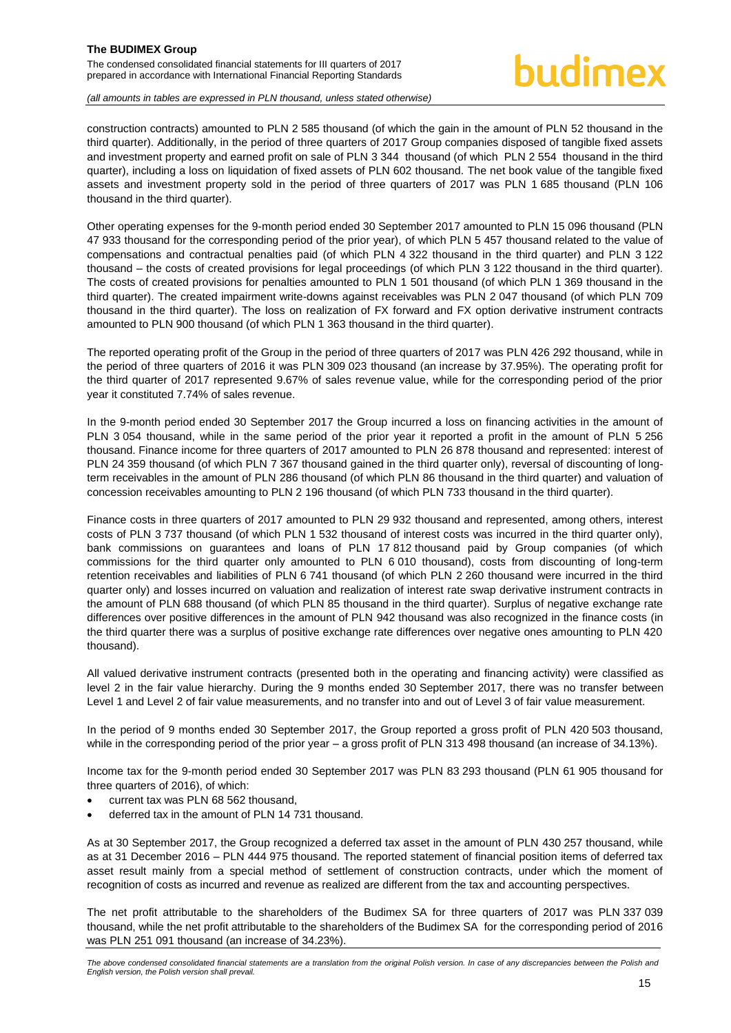construction contracts) amounted to PLN 2 585 thousand (of which the gain in the amount of PLN 52 thousand in the third quarter). Additionally, in the period of three quarters of 2017 Group companies disposed of tangible fixed assets and investment property and earned profit on sale of PLN 3 344 thousand (of which PLN 2 554 thousand in the third quarter), including a loss on liquidation of fixed assets of PLN 602 thousand. The net book value of the tangible fixed assets and investment property sold in the period of three quarters of 2017 was PLN 1 685 thousand (PLN 106 thousand in the third quarter).

Other operating expenses for the 9-month period ended 30 September 2017 amounted to PLN 15 096 thousand (PLN 47 933 thousand for the corresponding period of the prior year), of which PLN 5 457 thousand related to the value of compensations and contractual penalties paid (of which PLN 4 322 thousand in the third quarter) and PLN 3 122 thousand – the costs of created provisions for legal proceedings (of which PLN 3 122 thousand in the third quarter). The costs of created provisions for penalties amounted to PLN 1 501 thousand (of which PLN 1 369 thousand in the third quarter). The created impairment write-downs against receivables was PLN 2 047 thousand (of which PLN 709 thousand in the third quarter). The loss on realization of FX forward and FX option derivative instrument contracts amounted to PLN 900 thousand (of which PLN 1 363 thousand in the third quarter).

The reported operating profit of the Group in the period of three quarters of 2017 was PLN 426 292 thousand, while in the period of three quarters of 2016 it was PLN 309 023 thousand (an increase by 37.95%). The operating profit for the third quarter of 2017 represented 9.67% of sales revenue value, while for the corresponding period of the prior year it constituted 7.74% of sales revenue.

In the 9-month period ended 30 September 2017 the Group incurred a loss on financing activities in the amount of PLN 3 054 thousand, while in the same period of the prior year it reported a profit in the amount of PLN 5 256 thousand. Finance income for three quarters of 2017 amounted to PLN 26 878 thousand and represented: interest of PLN 24 359 thousand (of which PLN 7 367 thousand gained in the third quarter only), reversal of discounting of long-term receivables in the amount of PLN 286 thousand (of which PLN 86 thousand in the third quarter) and valuation of concession receivables amounting to PLN 2 196 thousand (of which PLN 733 thousand in the third quarter).

Finance costs in three quarters of 2017 amounted to PLN 29 932 thousand and represented, among others, interest costs of PLN 3 737 thousand (of which PLN 1 532 thousand of interest costs was incurred in the third quarter only), bank commissions on guarantees and loans of PLN 17 812 thousand paid by Group companies (of which commissions for the third quarter only amounted to PLN 6 010 thousand), costs from discounting of long-term retention receivables and liabilities of PLN 6 741 thousand (of which PLN 2 260 thousand were incurred in the third quarter only) and losses incurred on valuation and realization of interest rate swap derivative instrument contracts in the amount of PLN 688 thousand (of which PLN 85 thousand in the third quarter). Surplus of negative exchange rate differences over positive differences in the amount of PLN 942 thousand was also recognized in the finance costs (in the third quarter there was a surplus of positive exchange rate differences over negative ones amounting to PLN 420 thousand).

All valued derivative instrument contracts (presented both in the operating and financing activity) were classified as level 2 in the fair value hierarchy. During the 9 months ended 30 September 2017, there was no transfer between Level 1 and Level 2 of fair value measurements, and no transfer into and out of Level 3 of fair value measurement.

In the period of 9 months ended 30 September 2017, the Group reported a gross profit of PLN 420 503 thousand, while in the corresponding period of the prior year – a gross profit of PLN 313 498 thousand (an increase of 34.13%).

Income tax for the 9-month period ended 30 September 2017 was PLN 83 293 thousand (PLN 61 905 thousand for three quarters of 2016), of which:

- current tax was PLN 68 562 thousand,
- deferred tax in the amount of PLN 14 731 thousand.

As at 30 September 2017, the Group recognized a deferred tax asset in the amount of PLN 430 257 thousand, while as at 31 December 2016 – PLN 444 975 thousand. The reported statement of financial position items of deferred tax asset result mainly from a special method of settlement of construction contracts, under which the moment of recognition of costs as incurred and revenue as realized are different from the tax and accounting perspectives.

The net profit attributable to the shareholders of the Budimex SA for three quarters of 2017 was PLN 337 039 thousand, while the net profit attributable to the shareholders of the Budimex SA for the corresponding period of 2016 was PLN 251 091 thousand (an increase of 34.23%).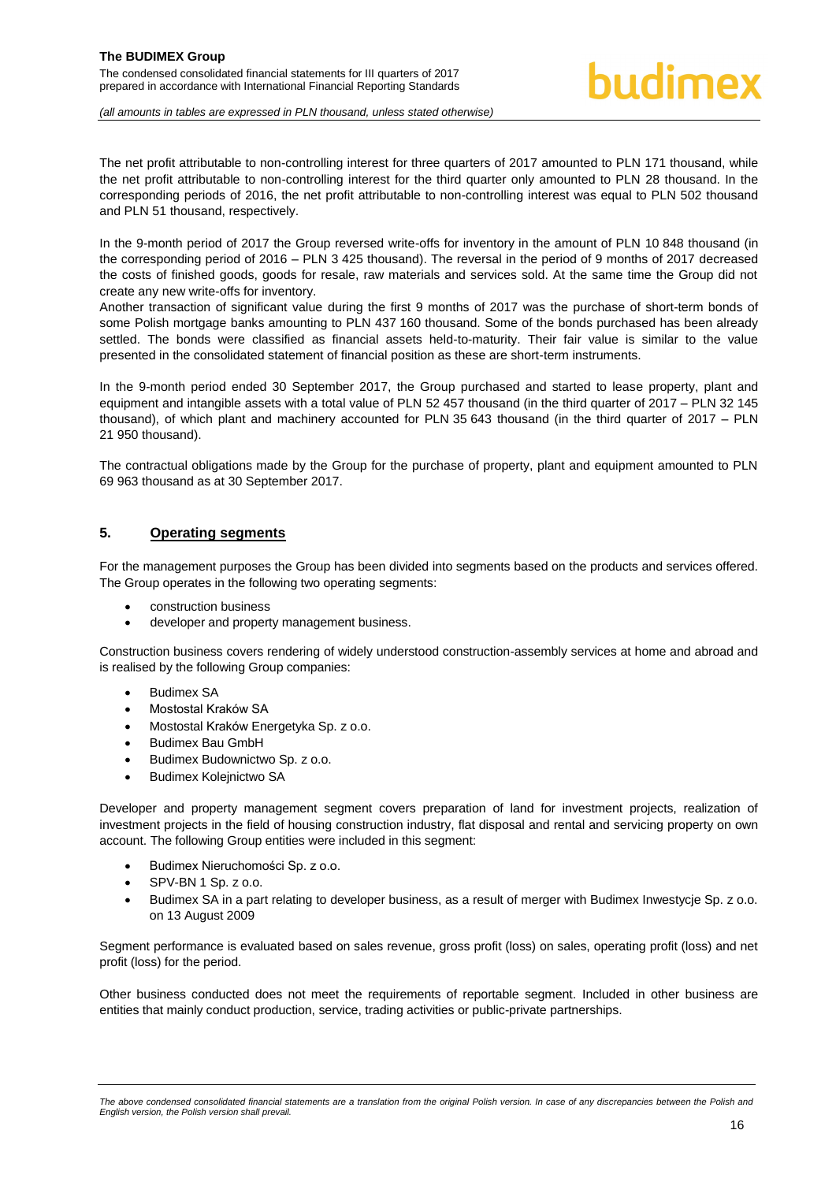The net profit attributable to non-controlling interest for three quarters of 2017 amounted to PLN 171 thousand, while the net profit attributable to non-controlling interest for the third quarter only amounted to PLN 28 thousand. In the corresponding periods of 2016, the net profit attributable to non-controlling interest was equal to PLN 502 thousand and PLN 51 thousand, respectively.

In the 9-month period of 2017 the Group reversed write-offs for inventory in the amount of PLN 10 848 thousand (in the corresponding period of 2016 – PLN 3 425 thousand). The reversal in the period of 9 months of 2017 decreased the costs of finished goods, goods for resale, raw materials and services sold. At the same time the Group did not create any new write-offs for inventory.
Another transaction of significant value during the first 9 months of 2017 was the purchase of short-term bonds of some Polish mortgage banks amounting to PLN 437 160 thousand. Some of the bonds purchased has been already settled. The bonds were classified as financial assets held-to-maturity. Their fair value is similar to the value presented in the consolidated statement of financial position as these are short-term instruments.

In the 9-month period ended 30 September 2017, the Group purchased and started to lease property, plant and equipment and intangible assets with a total value of PLN 52 457 thousand (in the third quarter of 2017 – PLN 32 145 thousand), of which plant and machinery accounted for PLN 35 643 thousand (in the third quarter of 2017 – PLN 21 950 thousand).

The contractual obligations made by the Group for the purchase of property, plant and equipment amounted to PLN 69 963 thousand as at 30 September 2017.

## 5. Operating segments

For the management purposes the Group has been divided into segments based on the products and services offered. The Group operates in the following two operating segments:

- construction business
- developer and property management business.

Construction business covers rendering of widely understood construction-assembly services at home and abroad and is realised by the following Group companies:

- Budimex SA
- Mostostal Kraków SA
- Mostostal Kraków Energetyka Sp. z o.o.
- Budimex Bau GmbH
- Budimex Budownictwo Sp. z o.o.
- Budimex Kolejnictwo SA

Developer and property management segment covers preparation of land for investment projects, realization of investment projects in the field of housing construction industry, flat disposal and rental and servicing property on own account. The following Group entities were included in this segment:

- Budimex Nieruchomości Sp. z o.o.
- SPV-BN 1 Sp. z o.o.
- Budimex SA in a part relating to developer business, as a result of merger with Budimex Inwestycje Sp. z o.o. on 13 August 2009

Segment performance is evaluated based on sales revenue, gross profit (loss) on sales, operating profit (loss) and net profit (loss) for the period.

Other business conducted does not meet the requirements of reportable segment. Included in other business are entities that mainly conduct production, service, trading activities or public-private partnerships.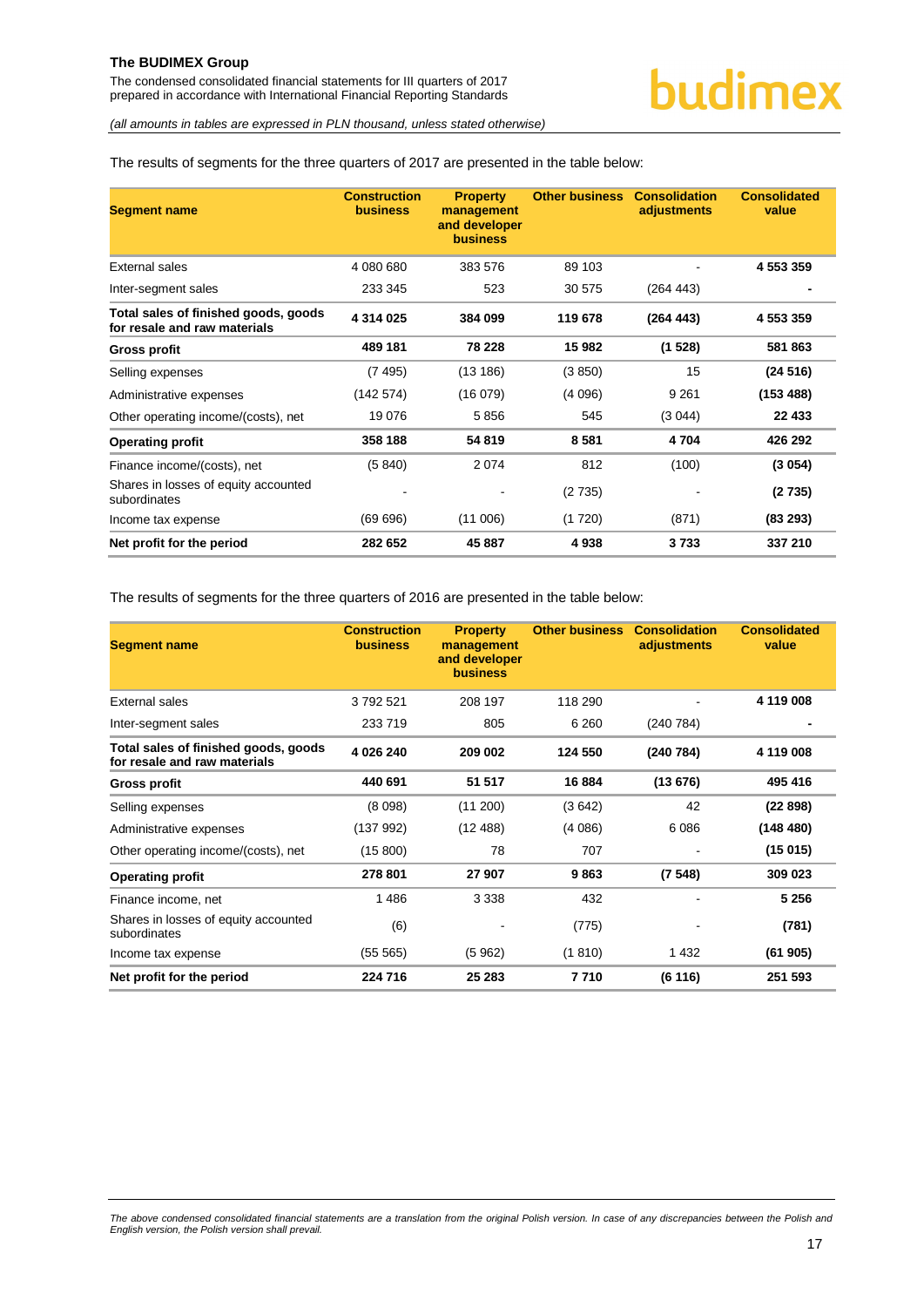The results of segments for the three quarters of 2017 are presented in the table below:

| Segment name | Construction business | Property management and developer business | Other business | Consolidation adjustments | Consolidated value |
|---|---|---|---|---|---|
| External sales | 4 080 680 | 383 576 | 89 103 | - | **4 553 359** |
| Inter-segment sales | 233 345 | 523 | 30 575 | (264 443) | **-** |
| **Total sales of finished goods, goods for resale and raw materials** | **4 314 025** | **384 099** | **119 678** | **(264 443)** | **4 553 359** |
| **Gross profit** | **489 181** | **78 228** | **15 982** | **(1 528)** | **581 863** |
| Selling expenses | (7 495) | (13 186) | (3 850) | 15 | **(24 516)** |
| Administrative expenses | (142 574) | (16 079) | (4 096) | 9 261 | **(153 488)** |
| Other operating income/(costs), net | 19 076 | 5 856 | 545 | (3 044) | **22 433** |
| **Operating profit** | **358 188** | **54 819** | **8 581** | **4 704** | **426 292** |
| Finance income/(costs), net | (5 840) | 2 074 | 812 | (100) | **(3 054)** |
| Shares in losses of equity accounted subordinates | - | - | (2 735) | - | **(2 735)** |
| Income tax expense | (69 696) | (11 006) | (1 720) | (871) | **(83 293)** |
| **Net profit for the period** | **282 652** | **45 887** | **4 938** | **3 733** | **337 210** |

The results of segments for the three quarters of 2016 are presented in the table below:

| Segment name | Construction business | Property management and developer business | Other business | Consolidation adjustments | Consolidated value |
|---|---|---|---|---|---|
| External sales | 3 792 521 | 208 197 | 118 290 | - | **4 119 008** |
| Inter-segment sales | 233 719 | 805 | 6 260 | (240 784) | **-** |
| **Total sales of finished goods, goods for resale and raw materials** | **4 026 240** | **209 002** | **124 550** | **(240 784)** | **4 119 008** |
| **Gross profit** | **440 691** | **51 517** | **16 884** | **(13 676)** | **495 416** |
| Selling expenses | (8 098) | (11 200) | (3 642) | 42 | **(22 898)** |
| Administrative expenses | (137 992) | (12 488) | (4 086) | 6 086 | **(148 480)** |
| Other operating income/(costs), net | (15 800) | 78 | 707 | - | **(15 015)** |
| **Operating profit** | **278 801** | **27 907** | **9 863** | **(7 548)** | **309 023** |
| Finance income, net | 1 486 | 3 338 | 432 | - | **5 256** |
| Shares in losses of equity accounted subordinates | (6) | - | (775) | - | **(781)** |
| Income tax expense | (55 565) | (5 962) | (1 810) | 1 432 | **(61 905)** |
| **Net profit for the period** | **224 716** | **25 283** | **7 710** | **(6 116)** | **251 593** |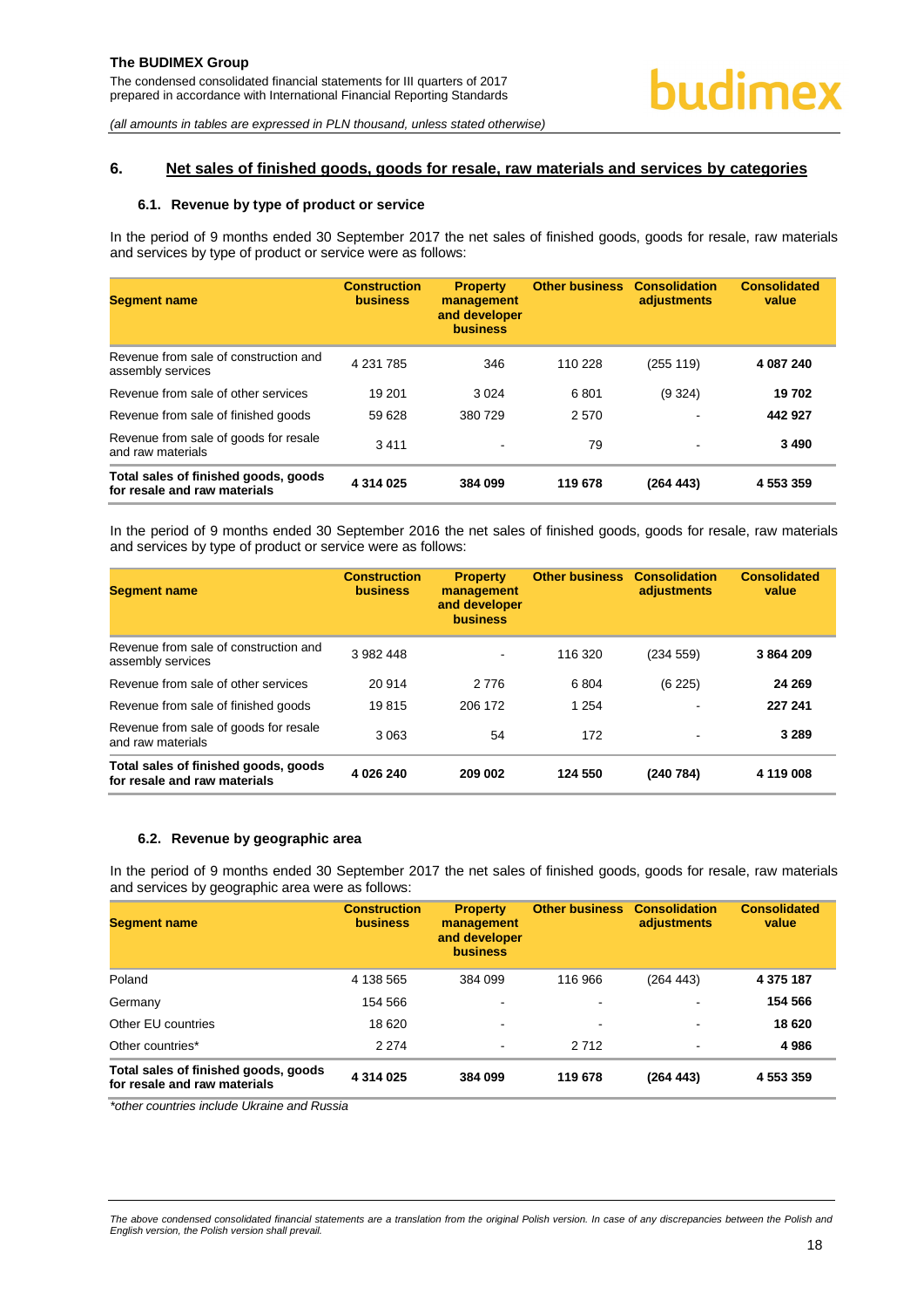## 6. Net sales of finished goods, goods for resale, raw materials and services by categories

### 6.1. Revenue by type of product or service

In the period of 9 months ended 30 September 2017 the net sales of finished goods, goods for resale, raw materials and services by type of product or service were as follows:

| Segment name | Construction business | Property management and developer business | Other business | Consolidation adjustments | Consolidated value |
|---|---|---|---|---|---|
| Revenue from sale of construction and assembly services | 4 231 785 | 346 | 110 228 | (255 119) | **4 087 240** |
| Revenue from sale of other services | 19 201 | 3 024 | 6 801 | (9 324) | **19 702** |
| Revenue from sale of finished goods | 59 628 | 380 729 | 2 570 | - | **442 927** |
| Revenue from sale of goods for resale and raw materials | 3 411 | - | 79 | - | **3 490** |
| **Total sales of finished goods, goods for resale and raw materials** | **4 314 025** | **384 099** | **119 678** | **(264 443)** | **4 553 359** |

In the period of 9 months ended 30 September 2016 the net sales of finished goods, goods for resale, raw materials and services by type of product or service were as follows:

| Segment name | Construction business | Property management and developer business | Other business | Consolidation adjustments | Consolidated value |
|---|---|---|---|---|---|
| Revenue from sale of construction and assembly services | 3 982 448 | - | 116 320 | (234 559) | **3 864 209** |
| Revenue from sale of other services | 20 914 | 2 776 | 6 804 | (6 225) | **24 269** |
| Revenue from sale of finished goods | 19 815 | 206 172 | 1 254 | - | **227 241** |
| Revenue from sale of goods for resale and raw materials | 3 063 | 54 | 172 | - | **3 289** |
| **Total sales of finished goods, goods for resale and raw materials** | **4 026 240** | **209 002** | **124 550** | **(240 784)** | **4 119 008** |

### 6.2. Revenue by geographic area

In the period of 9 months ended 30 September 2017 the net sales of finished goods, goods for resale, raw materials and services by geographic area were as follows:

| Segment name | Construction business | Property management and developer business | Other business | Consolidation adjustments | Consolidated value |
|---|---|---|---|---|---|
| Poland | 4 138 565 | 384 099 | 116 966 | (264 443) | **4 375 187** |
| Germany | 154 566 | - | - | - | **154 566** |
| Other EU countries | 18 620 | - | - | - | **18 620** |
| Other countries* | 2 274 | - | 2 712 | - | **4 986** |
| **Total sales of finished goods, goods for resale and raw materials** | **4 314 025** | **384 099** | **119 678** | **(264 443)** | **4 553 359** |

*\*other countries include Ukraine and Russia*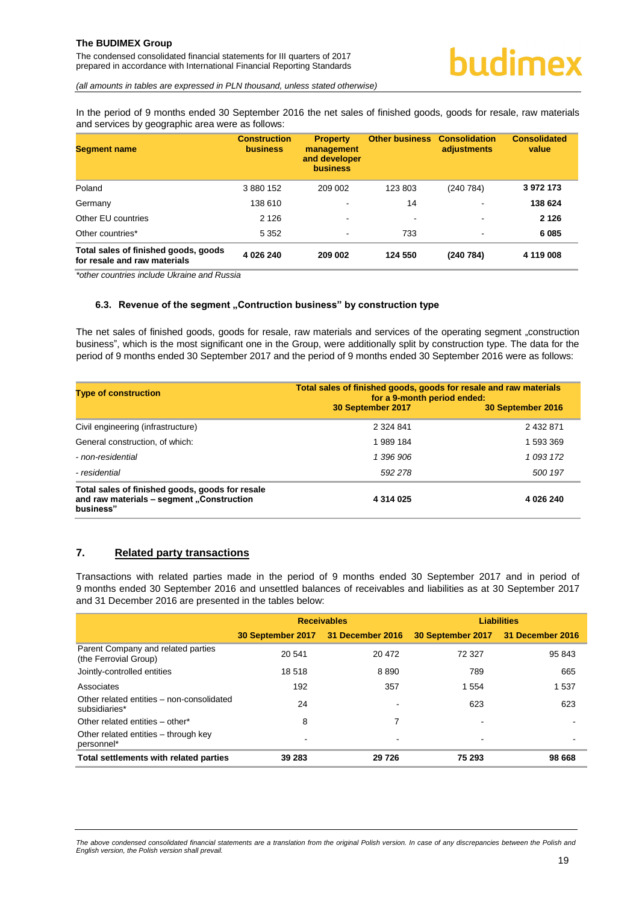In the period of 9 months ended 30 September 2016 the net sales of finished goods, goods for resale, raw materials and services by geographic area were as follows:

| Segment name | Construction business | Property management and developer business | Other business | Consolidation adjustments | Consolidated value |
|---|---|---|---|---|---|
| Poland | 3 880 152 | 209 002 | 123 803 | (240 784) | **3 972 173** |
| Germany | 138 610 | - | 14 | - | **138 624** |
| Other EU countries | 2 126 | - | - | - | **2 126** |
| Other countries* | 5 352 | - | 733 | - | **6 085** |
| **Total sales of finished goods, goods for resale and raw materials** | **4 026 240** | **209 002** | **124 550** | **(240 784)** | **4 119 008** |

*\*other countries include Ukraine and Russia*

### 6.3. Revenue of the segment „Contruction business" by construction type

The net sales of finished goods, goods for resale, raw materials and services of the operating segment „construction business", which is the most significant one in the Group, were additionally split by construction type. The data for the period of 9 months ended 30 September 2017 and the period of 9 months ended 30 September 2016 were as follows:

| Type of construction | Total sales of finished goods, goods for resale and raw materials for a 9-month period ended: | |
|---|---|---|
| | 30 September 2017 | 30 September 2016 |
| Civil engineering (infrastructure) | 2 324 841 | 2 432 871 |
| General construction, of which: | 1 989 184 | 1 593 369 |
| *- non-residential* | *1 396 906* | *1 093 172* |
| *- residential* | *592 278* | *500 197* |
| **Total sales of finished goods, goods for resale and raw materials – segment „Construction business"** | **4 314 025** | **4 026 240** |

## 7. Related party transactions

Transactions with related parties made in the period of 9 months ended 30 September 2017 and in period of 9 months ended 30 September 2016 and unsettled balances of receivables and liabilities as at 30 September 2017 and 31 December 2016 are presented in the tables below:

| | Receivables | | Liabilities | |
|---|---|---|---|---|
| | 30 September 2017 | 31 December 2016 | 30 September 2017 | 31 December 2016 |
| Parent Company and related parties (the Ferrovial Group) | 20 541 | 20 472 | 72 327 | 95 843 |
| Jointly-controlled entities | 18 518 | 8 890 | 789 | 665 |
| Associates | 192 | 357 | 1 554 | 1 537 |
| Other related entities – non-consolidated subsidiaries* | 24 | - | 623 | 623 |
| Other related entities – other* | 8 | 7 | - | - |
| Other related entities – through key personnel* | - | - | - | - |
| **Total settlements with related parties** | **39 283** | **29 726** | **75 293** | **98 668** |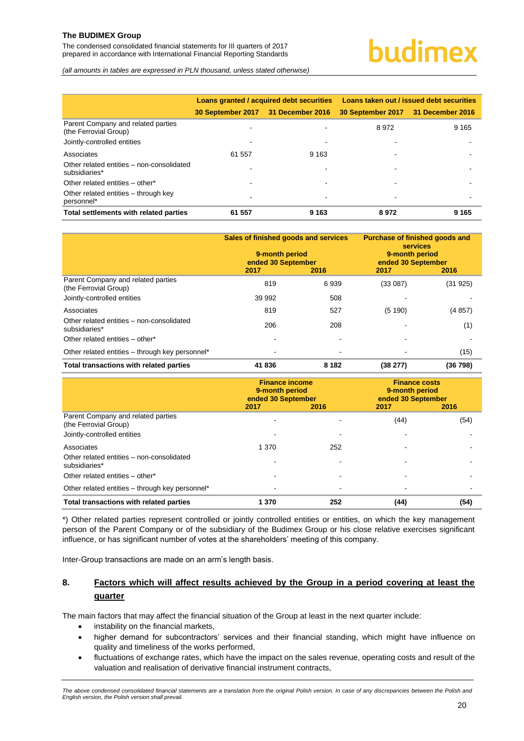| | Loans granted / acquired debt securities | | Loans taken out / issued debt securities | |
|---|---|---|---|---|
| | 30 September 2017 | 31 December 2016 | 30 September 2017 | 31 December 2016 |
| Parent Company and related parties (the Ferrovial Group) | - | - | 8 972 | 9 165 |
| Jointly-controlled entities | - | - | - | - |
| Associates | 61 557 | 9 163 | - | - |
| Other related entities – non-consolidated subsidiaries* | - | - | - | - |
| Other related entities – other* | - | - | - | - |
| Other related entities – through key personnel* | - | - | - | - |
| **Total settlements with related parties** | **61 557** | **9 163** | **8 972** | **9 165** |

| | Sales of finished goods and services 9-month period ended 30 September | | Purchase of finished goods and services 9-month period ended 30 September | |
|---|---|---|---|---|
| | 2017 | 2016 | 2017 | 2016 |
| Parent Company and related parties (the Ferrovial Group) | 819 | 6 939 | (33 087) | (31 925) |
| Jointly-controlled entities | 39 992 | 508 | - | - |
| Associates | 819 | 527 | (5 190) | (4 857) |
| Other related entities – non-consolidated subsidiaries* | 206 | 208 | - | (1) |
| Other related entities – other* | - | - | - | - |
| Other related entities – through key personnel* | - | - | - | (15) |
| **Total transactions with related parties** | **41 836** | **8 182** | **(38 277)** | **(36 798)** |

| | Finance income 9-month period ended 30 September | | Finance costs 9-month period ended 30 September | |
|---|---|---|---|---|
| | 2017 | 2016 | 2017 | 2016 |
| Parent Company and related parties (the Ferrovial Group) | - | - | (44) | (54) |
| Jointly-controlled entities | - | - | - | - |
| Associates | 1 370 | 252 | - | - |
| Other related entities – non-consolidated subsidiaries* | - | - | - | - |
| Other related entities – other* | - | - | - | - |
| Other related entities – through key personnel* | - | - | - | - |
| **Total transactions with related parties** | **1 370** | **252** | **(44)** | **(54)** |

*) Other related parties represent controlled or jointly controlled entities or entities, on which the key management person of the Parent Company or of the subsidiary of the Budimex Group or his close relative exercises significant influence, or has significant number of votes at the shareholders' meeting of this company.

Inter-Group transactions are made on an arm's length basis.

## 8. Factors which will affect results achieved by the Group in a period covering at least the quarter

The main factors that may affect the financial situation of the Group at least in the next quarter include:

- instability on the financial markets,
- higher demand for subcontractors' services and their financial standing, which might have influence on quality and timeliness of the works performed,
- fluctuations of exchange rates, which have the impact on the sales revenue, operating costs and result of the valuation and realisation of derivative financial instrument contracts,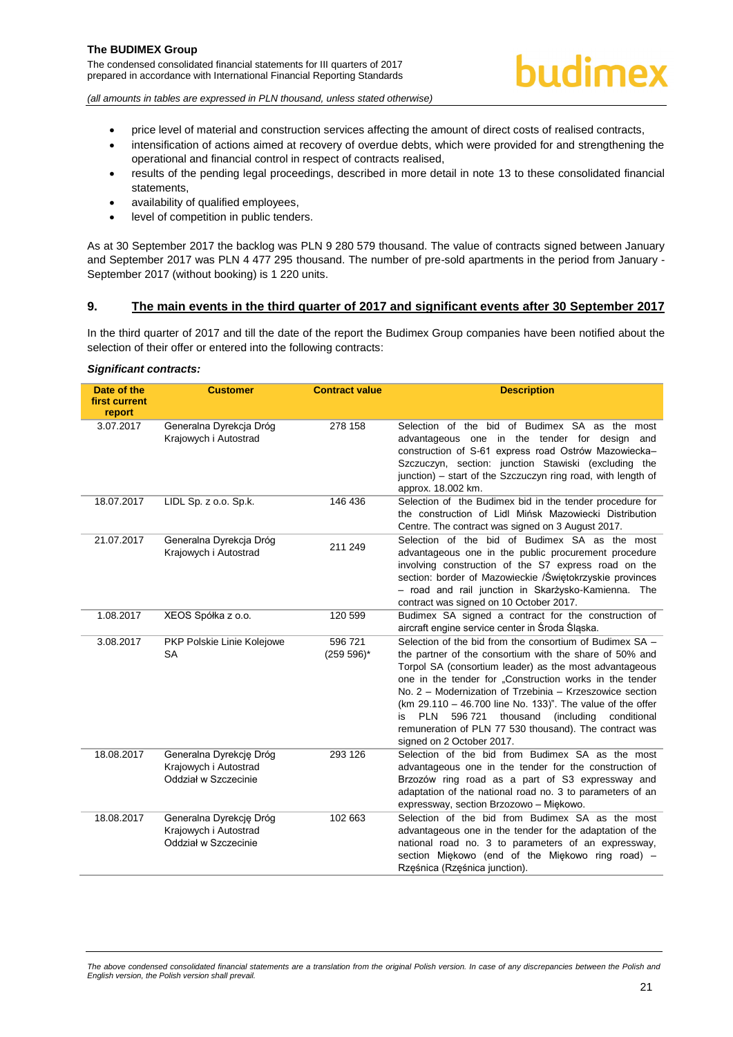- price level of material and construction services affecting the amount of direct costs of realised contracts,
- intensification of actions aimed at recovery of overdue debts, which were provided for and strengthening the operational and financial control in respect of contracts realised,
- results of the pending legal proceedings, described in more detail in note 13 to these consolidated financial statements,
- availability of qualified employees,
- level of competition in public tenders.

As at 30 September 2017 the backlog was PLN 9 280 579 thousand. The value of contracts signed between January and September 2017 was PLN 4 477 295 thousand. The number of pre-sold apartments in the period from January - September 2017 (without booking) is 1 220 units.

## 9. The main events in the third quarter of 2017 and significant events after 30 September 2017

In the third quarter of 2017 and till the date of the report the Budimex Group companies have been notified about the selection of their offer or entered into the following contracts:

***Significant contracts:***

| Date of the first current report | Customer | Contract value | Description |
|---|---|---|---|
| 3.07.2017 | Generalna Dyrekcja Dróg Krajowych i Autostrad | 278 158 | Selection of the bid of Budimex SA as the most advantageous one in the tender for design and construction of S-61 express road Ostrów Mazowiecka–Szczuczyn, section: junction Stawiski (excluding the junction) – start of the Szczuczyn ring road, with length of approx. 18.002 km. |
| 18.07.2017 | LIDL Sp. z o.o. Sp.k. | 146 436 | Selection of the Budimex bid in the tender procedure for the construction of Lidl Mińsk Mazowiecki Distribution Centre. The contract was signed on 3 August 2017. |
| 21.07.2017 | Generalna Dyrekcja Dróg Krajowych i Autostrad | 211 249 | Selection of the bid of Budimex SA as the most advantageous one in the public procurement procedure involving construction of the S7 express road on the section: border of Mazowieckie /Świętokrzyskie provinces – road and rail junction in Skarżysko-Kamienna. The contract was signed on 10 October 2017. |
| 1.08.2017 | XEOS Spółka z o.o. | 120 599 | Budimex SA signed a contract for the construction of aircraft engine service center in Środa Śląska. |
| 3.08.2017 | PKP Polskie Linie Kolejowe SA | 596 721 (259 596)* | Selection of the bid from the consortium of Budimex SA – the partner of the consortium with the share of 50% and Torpol SA (consortium leader) as the most advantageous one in the tender for „Construction works in the tender No. 2 – Modernization of Trzebinia – Krzeszowice section (km 29.110 – 46.700 line No. 133)". The value of the offer is PLN 596 721 thousand (including conditional remuneration of PLN 77 530 thousand). The contract was signed on 2 October 2017. |
| 18.08.2017 | Generalna Dyrekcję Dróg Krajowych i Autostrad Oddział w Szczecinie | 293 126 | Selection of the bid from Budimex SA as the most advantageous one in the tender for the construction of Brzozów ring road as a part of S3 expressway and adaptation of the national road no. 3 to parameters of an expressway, section Brzozowo – Miękowo. |
| 18.08.2017 | Generalna Dyrekcję Dróg Krajowych i Autostrad Oddział w Szczecinie | 102 663 | Selection of the bid from Budimex SA as the most advantageous one in the tender for the adaptation of the national road no. 3 to parameters of an expressway, section Miękowo (end of the Miękowo ring road) – Rzęśnica (Rzęśnica junction). |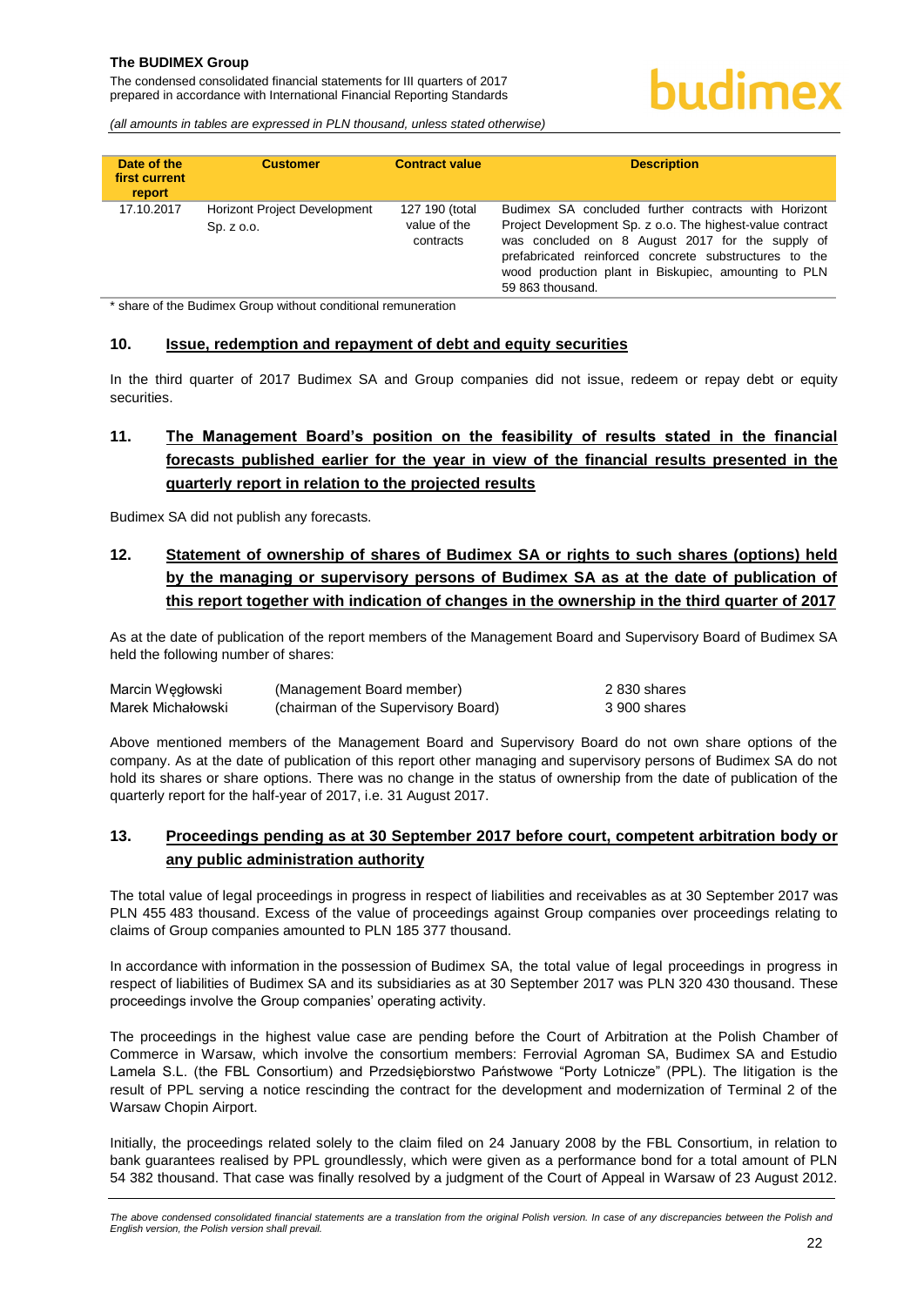*(all amounts in tables are expressed in PLN thousand, unless stated otherwise)*

| Date of the first current report | Customer | Contract value | Description |
|---|---|---|---|
| 17.10.2017 | Horizont Project Development Sp. z o.o. | 127 190 (total value of the contracts | Budimex SA concluded further contracts with Horizont Project Development Sp. z o.o. The highest-value contract was concluded on 8 August 2017 for the supply of prefabricated reinforced concrete substructures to the wood production plant in Biskupiec, amounting to PLN 59 863 thousand. |

\* share of the Budimex Group without conditional remuneration

## 10. Issue, redemption and repayment of debt and equity securities

In the third quarter of 2017 Budimex SA and Group companies did not issue, redeem or repay debt or equity securities.

## 11. The Management Board's position on the feasibility of results stated in the financial forecasts published earlier for the year in view of the financial results presented in the quarterly report in relation to the projected results

Budimex SA did not publish any forecasts.

## 12. Statement of ownership of shares of Budimex SA or rights to such shares (options) held by the managing or supervisory persons of Budimex SA as at the date of publication of this report together with indication of changes in the ownership in the third quarter of 2017

As at the date of publication of the report members of the Management Board and Supervisory Board of Budimex SA held the following number of shares:

| | | |
|---|---|---|
| Marcin Węgłowski | (Management Board member) | 2 830 shares |
| Marek Michałowski | (chairman of the Supervisory Board) | 3 900 shares |

Above mentioned members of the Management Board and Supervisory Board do not own share options of the company. As at the date of publication of this report other managing and supervisory persons of Budimex SA do not hold its shares or share options. There was no change in the status of ownership from the date of publication of the quarterly report for the half-year of 2017, i.e. 31 August 2017.

## 13. Proceedings pending as at 30 September 2017 before court, competent arbitration body or any public administration authority

The total value of legal proceedings in progress in respect of liabilities and receivables as at 30 September 2017 was PLN 455 483 thousand. Excess of the value of proceedings against Group companies over proceedings relating to claims of Group companies amounted to PLN 185 377 thousand.

In accordance with information in the possession of Budimex SA, the total value of legal proceedings in progress in respect of liabilities of Budimex SA and its subsidiaries as at 30 September 2017 was PLN 320 430 thousand. These proceedings involve the Group companies' operating activity.

The proceedings in the highest value case are pending before the Court of Arbitration at the Polish Chamber of Commerce in Warsaw, which involve the consortium members: Ferrovial Agroman SA, Budimex SA and Estudio Lamela S.L. (the FBL Consortium) and Przedsiębiorstwo Państwowe "Porty Lotnicze" (PPL). The litigation is the result of PPL serving a notice rescinding the contract for the development and modernization of Terminal 2 of the Warsaw Chopin Airport.

Initially, the proceedings related solely to the claim filed on 24 January 2008 by the FBL Consortium, in relation to bank guarantees realised by PPL groundlessly, which were given as a performance bond for a total amount of PLN 54 382 thousand. That case was finally resolved by a judgment of the Court of Appeal in Warsaw of 23 August 2012.

*The above condensed consolidated financial statements are a translation from the original Polish version. In case of any discrepancies between the Polish and English version, the Polish version shall prevail.*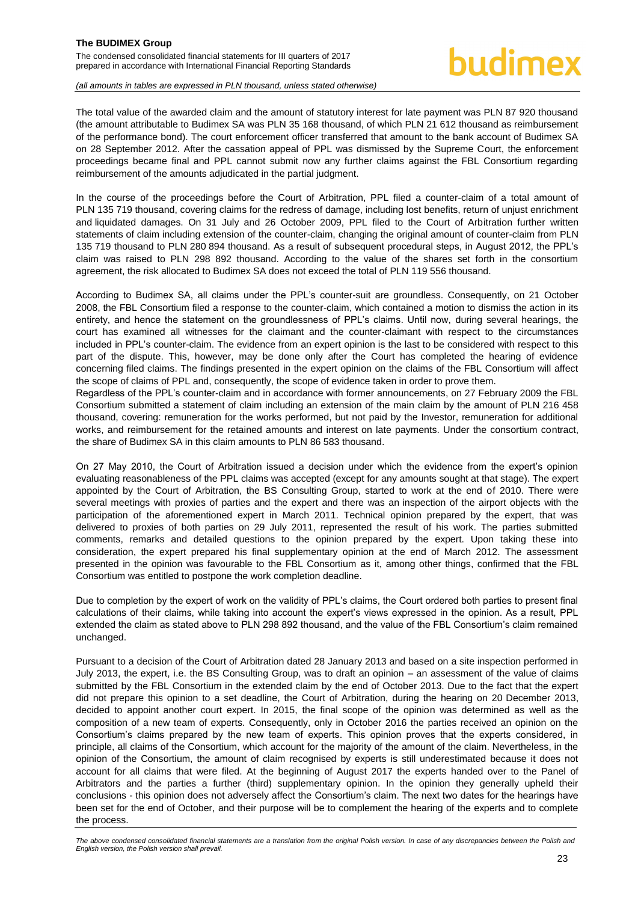The total value of the awarded claim and the amount of statutory interest for late payment was PLN 87 920 thousand (the amount attributable to Budimex SA was PLN 35 168 thousand, of which PLN 21 612 thousand as reimbursement of the performance bond). The court enforcement officer transferred that amount to the bank account of Budimex SA on 28 September 2012. After the cassation appeal of PPL was dismissed by the Supreme Court, the enforcement proceedings became final and PPL cannot submit now any further claims against the FBL Consortium regarding reimbursement of the amounts adjudicated in the partial judgment.

In the course of the proceedings before the Court of Arbitration, PPL filed a counter-claim of a total amount of PLN 135 719 thousand, covering claims for the redress of damage, including lost benefits, return of unjust enrichment and liquidated damages. On 31 July and 26 October 2009, PPL filed to the Court of Arbitration further written statements of claim including extension of the counter-claim, changing the original amount of counter-claim from PLN 135 719 thousand to PLN 280 894 thousand. As a result of subsequent procedural steps, in August 2012, the PPL's claim was raised to PLN 298 892 thousand. According to the value of the shares set forth in the consortium agreement, the risk allocated to Budimex SA does not exceed the total of PLN 119 556 thousand.

According to Budimex SA, all claims under the PPL's counter-suit are groundless. Consequently, on 21 October 2008, the FBL Consortium filed a response to the counter-claim, which contained a motion to dismiss the action in its entirety, and hence the statement on the groundlessness of PPL's claims. Until now, during several hearings, the court has examined all witnesses for the claimant and the counter-claimant with respect to the circumstances included in PPL's counter-claim. The evidence from an expert opinion is the last to be considered with respect to this part of the dispute. This, however, may be done only after the Court has completed the hearing of evidence concerning filed claims. The findings presented in the expert opinion on the claims of the FBL Consortium will affect the scope of claims of PPL and, consequently, the scope of evidence taken in order to prove them.

Regardless of the PPL's counter-claim and in accordance with former announcements, on 27 February 2009 the FBL Consortium submitted a statement of claim including an extension of the main claim by the amount of PLN 216 458 thousand, covering: remuneration for the works performed, but not paid by the Investor, remuneration for additional works, and reimbursement for the retained amounts and interest on late payments. Under the consortium contract, the share of Budimex SA in this claim amounts to PLN 86 583 thousand.

On 27 May 2010, the Court of Arbitration issued a decision under which the evidence from the expert's opinion evaluating reasonableness of the PPL claims was accepted (except for any amounts sought at that stage). The expert appointed by the Court of Arbitration, the BS Consulting Group, started to work at the end of 2010. There were several meetings with proxies of parties and the expert and there was an inspection of the airport objects with the participation of the aforementioned expert in March 2011. Technical opinion prepared by the expert, that was delivered to proxies of both parties on 29 July 2011, represented the result of his work. The parties submitted comments, remarks and detailed questions to the opinion prepared by the expert. Upon taking these into consideration, the expert prepared his final supplementary opinion at the end of March 2012. The assessment presented in the opinion was favourable to the FBL Consortium as it, among other things, confirmed that the FBL Consortium was entitled to postpone the work completion deadline.

Due to completion by the expert of work on the validity of PPL's claims, the Court ordered both parties to present final calculations of their claims, while taking into account the expert's views expressed in the opinion. As a result, PPL extended the claim as stated above to PLN 298 892 thousand, and the value of the FBL Consortium's claim remained unchanged.

Pursuant to a decision of the Court of Arbitration dated 28 January 2013 and based on a site inspection performed in July 2013, the expert, i.e. the BS Consulting Group, was to draft an opinion – an assessment of the value of claims submitted by the FBL Consortium in the extended claim by the end of October 2013. Due to the fact that the expert did not prepare this opinion to a set deadline, the Court of Arbitration, during the hearing on 20 December 2013, decided to appoint another court expert. In 2015, the final scope of the opinion was determined as well as the composition of a new team of experts. Consequently, only in October 2016 the parties received an opinion on the Consortium's claims prepared by the new team of experts. This opinion proves that the experts considered, in principle, all claims of the Consortium, which account for the majority of the amount of the claim. Nevertheless, in the opinion of the Consortium, the amount of claim recognised by experts is still underestimated because it does not account for all claims that were filed. At the beginning of August 2017 the experts handed over to the Panel of Arbitrators and the parties a further (third) supplementary opinion. In the opinion they generally upheld their conclusions - this opinion does not adversely affect the Consortium's claim. The next two dates for the hearings have been set for the end of October, and their purpose will be to complement the hearing of the experts and to complete the process.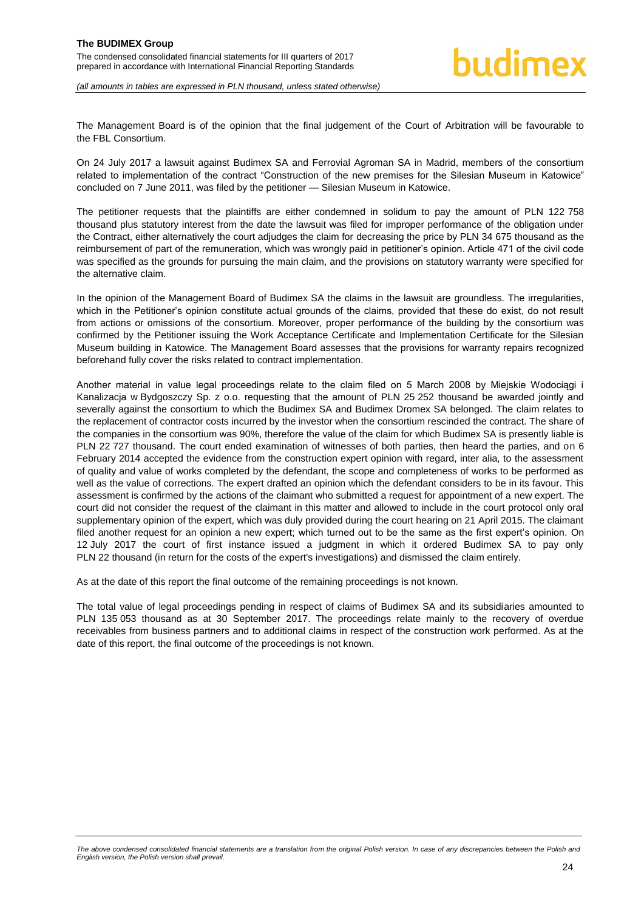The Management Board is of the opinion that the final judgement of the Court of Arbitration will be favourable to the FBL Consortium.

On 24 July 2017 a lawsuit against Budimex SA and Ferrovial Agroman SA in Madrid, members of the consortium related to implementation of the contract "Construction of the new premises for the Silesian Museum in Katowice" concluded on 7 June 2011, was filed by the petitioner — Silesian Museum in Katowice.

The petitioner requests that the plaintiffs are either condemned in solidum to pay the amount of PLN 122 758 thousand plus statutory interest from the date the lawsuit was filed for improper performance of the obligation under the Contract, either alternatively the court adjudges the claim for decreasing the price by PLN 34 675 thousand as the reimbursement of part of the remuneration, which was wrongly paid in petitioner's opinion. Article 471 of the civil code was specified as the grounds for pursuing the main claim, and the provisions on statutory warranty were specified for the alternative claim.

In the opinion of the Management Board of Budimex SA the claims in the lawsuit are groundless. The irregularities, which in the Petitioner's opinion constitute actual grounds of the claims, provided that these do exist, do not result from actions or omissions of the consortium. Moreover, proper performance of the building by the consortium was confirmed by the Petitioner issuing the Work Acceptance Certificate and Implementation Certificate for the Silesian Museum building in Katowice. The Management Board assesses that the provisions for warranty repairs recognized beforehand fully cover the risks related to contract implementation.

Another material in value legal proceedings relate to the claim filed on 5 March 2008 by Miejskie Wodociągi i Kanalizacja w Bydgoszczy Sp. z o.o. requesting that the amount of PLN 25 252 thousand be awarded jointly and severally against the consortium to which the Budimex SA and Budimex Dromex SA belonged. The claim relates to the replacement of contractor costs incurred by the investor when the consortium rescinded the contract. The share of the companies in the consortium was 90%, therefore the value of the claim for which Budimex SA is presently liable is PLN 22 727 thousand. The court ended examination of witnesses of both parties, then heard the parties, and on 6 February 2014 accepted the evidence from the construction expert opinion with regard, inter alia, to the assessment of quality and value of works completed by the defendant, the scope and completeness of works to be performed as well as the value of corrections. The expert drafted an opinion which the defendant considers to be in its favour. This assessment is confirmed by the actions of the claimant who submitted a request for appointment of a new expert. The court did not consider the request of the claimant in this matter and allowed to include in the court protocol only oral supplementary opinion of the expert, which was duly provided during the court hearing on 21 April 2015. The claimant filed another request for an opinion a new expert; which turned out to be the same as the first expert's opinion. On 12 July 2017 the court of first instance issued a judgment in which it ordered Budimex SA to pay only PLN 22 thousand (in return for the costs of the expert's investigations) and dismissed the claim entirely.

As at the date of this report the final outcome of the remaining proceedings is not known.

The total value of legal proceedings pending in respect of claims of Budimex SA and its subsidiaries amounted to PLN 135 053 thousand as at 30 September 2017. The proceedings relate mainly to the recovery of overdue receivables from business partners and to additional claims in respect of the construction work performed. As at the date of this report, the final outcome of the proceedings is not known.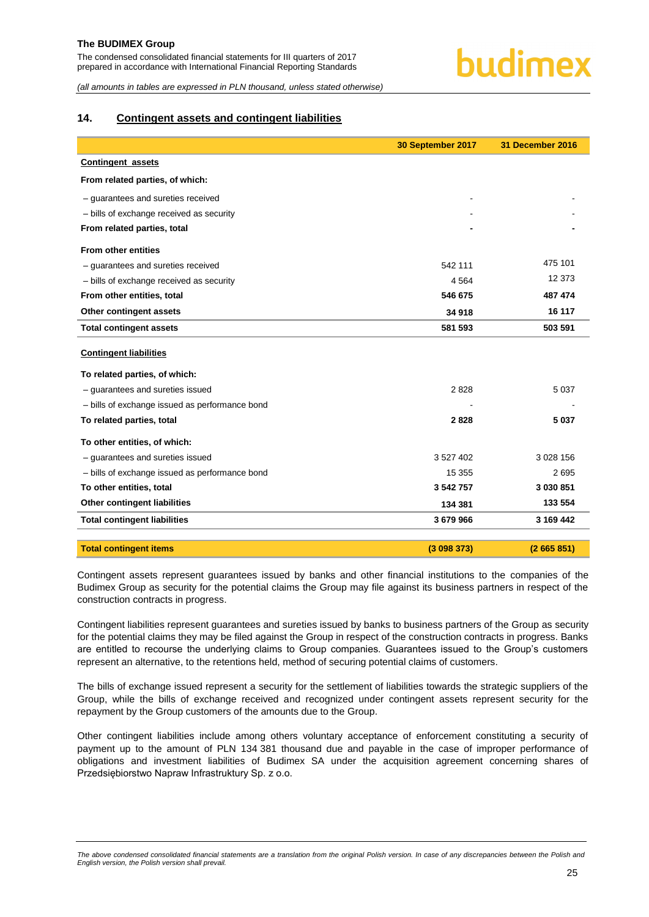## 14. Contingent assets and contingent liabilities

| | 30 September 2017 | 31 December 2016 |
|---|---|---|
| **Contingent assets** | | |
| **From related parties, of which:** | | |
| – guarantees and sureties received | - | - |
| – bills of exchange received as security | - | - |
| **From related parties, total** | **-** | **-** |
| **From other entities** | | |
| – guarantees and sureties received | 542 111 | 475 101 |
| – bills of exchange received as security | 4 564 | 12 373 |
| **From other entities, total** | **546 675** | **487 474** |
| **Other contingent assets** | **34 918** | **16 117** |
| **Total contingent assets** | **581 593** | **503 591** |
| **Contingent liabilities** | | |
| **To related parties, of which:** | | |
| – guarantees and sureties issued | 2 828 | 5 037 |
| – bills of exchange issued as performance bond | - | - |
| **To related parties, total** | **2 828** | **5 037** |
| **To other entities, of which:** | | |
| – guarantees and sureties issued | 3 527 402 | 3 028 156 |
| – bills of exchange issued as performance bond | 15 355 | 2 695 |
| **To other entities, total** | **3 542 757** | **3 030 851** |
| **Other contingent liabilities** | **134 381** | **133 554** |
| **Total contingent liabilities** | **3 679 966** | **3 169 442** |
| **Total contingent items** | **(3 098 373)** | **(2 665 851)** |

Contingent assets represent guarantees issued by banks and other financial institutions to the companies of the Budimex Group as security for the potential claims the Group may file against its business partners in respect of the construction contracts in progress.

Contingent liabilities represent guarantees and sureties issued by banks to business partners of the Group as security for the potential claims they may be filed against the Group in respect of the construction contracts in progress. Banks are entitled to recourse the underlying claims to Group companies. Guarantees issued to the Group's customers represent an alternative, to the retentions held, method of securing potential claims of customers.

The bills of exchange issued represent a security for the settlement of liabilities towards the strategic suppliers of the Group, while the bills of exchange received and recognized under contingent assets represent security for the repayment by the Group customers of the amounts due to the Group.

Other contingent liabilities include among others voluntary acceptance of enforcement constituting a security of payment up to the amount of PLN 134 381 thousand due and payable in the case of improper performance of obligations and investment liabilities of Budimex SA under the acquisition agreement concerning shares of Przedsiębiorstwo Napraw Infrastruktury Sp. z o.o.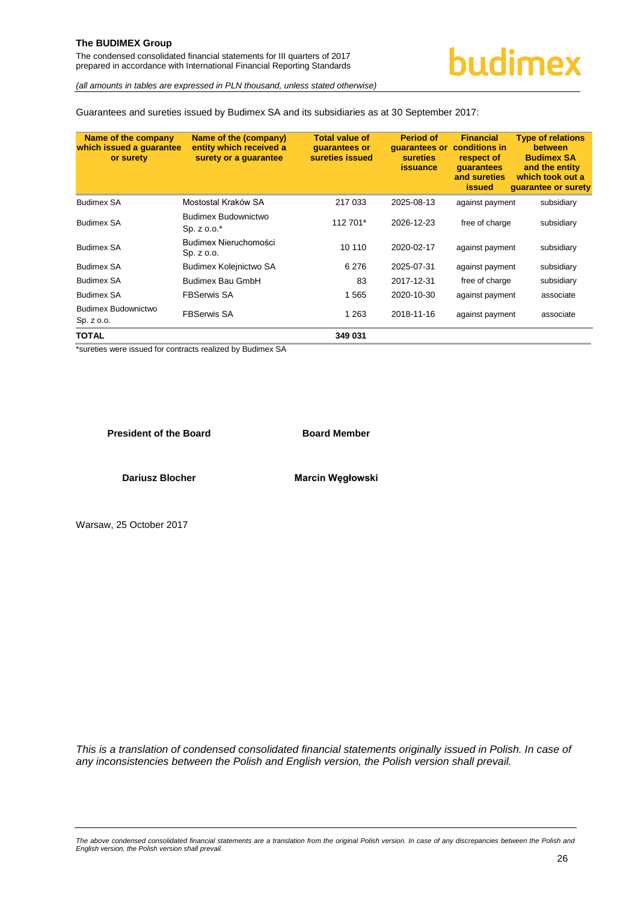Guarantees and sureties issued by Budimex SA and its subsidiaries as at 30 September 2017:

| Name of the company which issued a guarantee or surety | Name of the (company) entity which received a surety or a guarantee | Total value of guarantees or sureties issued | Period of guarantees or sureties issuance | Financial conditions in respect of guarantees and sureties issued | Type of relations between Budimex SA and the entity which took out a guarantee or surety |
|---|---|---|---|---|---|
| Budimex SA | Mostostal Kraków SA | 217 033 | 2025-08-13 | against payment | subsidiary |
| Budimex SA | Budimex Budownictwo Sp. z o.o.* | 112 701* | 2026-12-23 | free of charge | subsidiary |
| Budimex SA | Budimex Nieruchomości Sp. z o.o. | 10 110 | 2020-02-17 | against payment | subsidiary |
| Budimex SA | Budimex Kolejnictwo SA | 6 276 | 2025-07-31 | against payment | subsidiary |
| Budimex SA | Budimex Bau GmbH | 83 | 2017-12-31 | free of charge | subsidiary |
| Budimex SA | FBSerwis SA | 1 565 | 2020-10-30 | against payment | associate |
| Budimex Budownictwo Sp. z o.o. | FBSerwis SA | 1 263 | 2018-11-16 | against payment | associate |
| **TOTAL** | | **349 031** | | | |

*sureties were issued for contracts realized by Budimex SA

**President of the Board** **Board Member**

**Dariusz Blocher** **Marcin Węgłowski**

Warsaw, 25 October 2017

*This is a translation of condensed consolidated financial statements originally issued in Polish. In case of any inconsistencies between the Polish and English version, the Polish version shall prevail.*